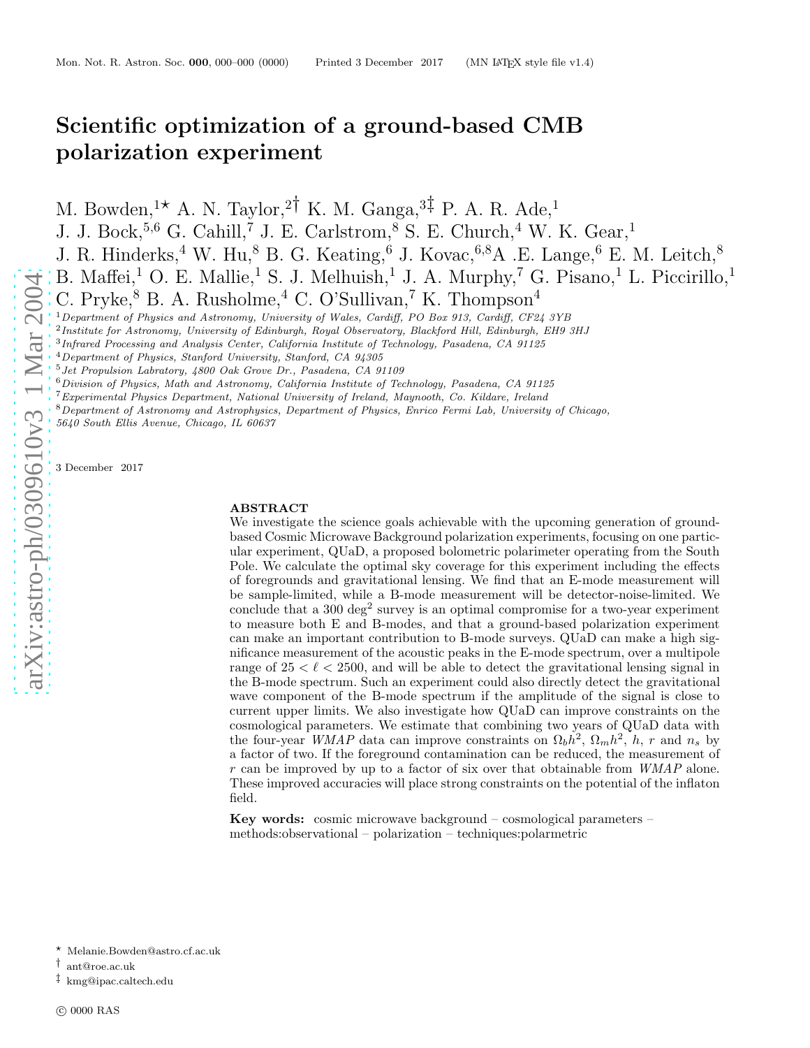# Scientific optimization of a ground-based CMB polarization experiment

M. Bowden,[1⋆] A. N. Taylor,[2†] K. M. Ganga,[3‡] P. A. R. Ade,[1]
J. J. Bock,[5,6] G. Cahill,[7] J. E. Carlstrom,[8] S. E. Church,[4] W. K. Gear,[1]
J. R. Hinderks,[4] W. Hu,[8] B. G. Keating,[6] J. Kovac,[6,8] A .E. Lange,[6] E. M. Leitch,[8]
B. Maffei,[1] O. E. Mallie,[1] S. J. Melhuish,[1] J. A. Murphy,[7] G. Pisano,[1] L. Piccirillo,[1]
C. Pryke,[8] B. A. Rusholme,[4] C. O'Sullivan,[7] K. Thompson[4]

[1] *Department of Physics and Astronomy, University of Wales, Cardiff, PO Box 913, Cardiff, CF24 3YB*
[2] *Institute for Astronomy, University of Edinburgh, Royal Observatory, Blackford Hill, Edinburgh, EH9 3HJ*
[3] *Infrared Processing and Analysis Center, California Institute of Technology, Pasadena, CA 91125*
[4] *Department of Physics, Stanford University, Stanford, CA 94305*
[5] *Jet Propulsion Labratory, 4800 Oak Grove Dr., Pasadena, CA 91109*
[6] *Division of Physics, Math and Astronomy, California Institute of Technology, Pasadena, CA 91125*
[7] *Experimental Physics Department, National University of Ireland, Maynooth, Co. Kildare, Ireland*
[8] *Department of Astronomy and Astrophysics, Department of Physics, Enrico Fermi Lab, University of Chicago, 5640 South Ellis Avenue, Chicago, IL 60637*

3 December 2017

## ABSTRACT

We investigate the science goals achievable with the upcoming generation of ground-based Cosmic Microwave Background polarization experiments, focusing on one particular experiment, QUaD, a proposed bolometric polarimeter operating from the South Pole. We calculate the optimal sky coverage for this experiment including the effects of foregrounds and gravitational lensing. We find that an E-mode measurement will be sample-limited, while a B-mode measurement will be detector-noise-limited. We conclude that a 300 deg$^2$ survey is an optimal compromise for a two-year experiment to measure both E and B-modes, and that a ground-based polarization experiment can make an important contribution to B-mode surveys. QUaD can make a high significance measurement of the acoustic peaks in the E-mode spectrum, over a multipole range of $25 < \ell < 2500$, and will be able to detect the gravitational lensing signal in the B-mode spectrum. Such an experiment could also directly detect the gravitational wave component of the B-mode spectrum if the amplitude of the signal is close to current upper limits. We also investigate how QUaD can improve constraints on the cosmological parameters. We estimate that combining two years of QUaD data with the four-year *WMAP* data can improve constraints on $\Omega_b h^2$, $\Omega_m h^2$, $h$, $r$ and $n_s$ by a factor of two. If the foreground contamination can be reduced, the measurement of $r$ can be improved by up to a factor of six over that obtainable from *WMAP* alone. These improved accuracies will place strong constraints on the potential of the inflaton field.

**Key words:** cosmic microwave background – cosmological parameters – methods:observational – polarization – techniques:polarmetric

⋆ Melanie.Bowden@astro.cf.ac.uk
† ant@roe.ac.uk
‡ kmg@ipac.caltech.edu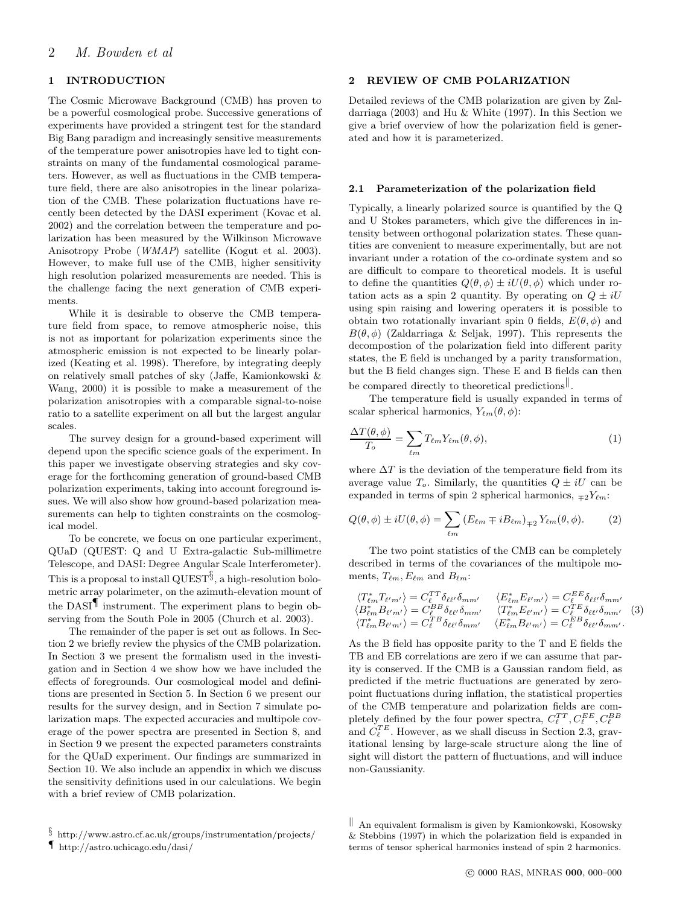## 1 INTRODUCTION

The Cosmic Microwave Background (CMB) has proven to be a powerful cosmological probe. Successive generations of experiments have provided a stringent test for the standard Big Bang paradigm and increasingly sensitive measurements of the temperature power anisotropies have led to tight constraints on many of the fundamental cosmological parameters. However, as well as fluctuations in the CMB temperature field, there are also anisotropies in the linear polarization of the CMB. These polarization fluctuations have recently been detected by the DASI experiment (Kovac et al. 2002) and the correlation between the temperature and polarization has been measured by the Wilkinson Microwave Anisotropy Probe (*WMAP*) satellite (Kogut et al. 2003). However, to make full use of the CMB, higher sensitivity high resolution polarized measurements are needed. This is the challenge facing the next generation of CMB experiments.

While it is desirable to observe the CMB temperature field from space, to remove atmospheric noise, this is not as important for polarization experiments since the atmospheric emission is not expected to be linearly polarized (Keating et al. 1998). Therefore, by integrating deeply on relatively small patches of sky (Jaffe, Kamionkowski & Wang, 2000) it is possible to make a measurement of the polarization anisotropies with a comparable signal-to-noise ratio to a satellite experiment on all but the largest angular scales.

The survey design for a ground-based experiment will depend upon the specific science goals of the experiment. In this paper we investigate observing strategies and sky coverage for the forthcoming generation of ground-based CMB polarization experiments, taking into account foreground issues. We will also show how ground-based polarization measurements can help to tighten constraints on the cosmological model.

To be concrete, we focus on one particular experiment, QUaD (QUEST: Q and U Extra-galactic Sub-millimetre Telescope, and DASI: Degree Angular Scale Interferometer). This is a proposal to install QUEST[§], a high-resolution bolometric array polarimeter, on the azimuth-elevation mount of the DASI[¶] instrument. The experiment plans to begin observing from the South Pole in 2005 (Church et al. 2003).

The remainder of the paper is set out as follows. In Section 2 we briefly review the physics of the CMB polarization. In Section 3 we present the formalism used in the investigation and in Section 4 we show how we have included the effects of foregrounds. Our cosmological model and definitions are presented in Section 5. In Section 6 we present our results for the survey design, and in Section 7 simulate polarization maps. The expected accuracies and multipole coverage of the power spectra are presented in Section 8, and in Section 9 we present the expected parameters constraints for the QUaD experiment. Our findings are summarized in Section 10. We also include an appendix in which we discuss the sensitivity definitions used in our calculations. We begin with a brief review of CMB polarization.

[§] http://www.astro.cf.ac.uk/groups/instrumentation/projects/

[¶] http://astro.uchicago.edu/dasi/

## 2 REVIEW OF CMB POLARIZATION

Detailed reviews of the CMB polarization are given by Zaldarriaga (2003) and Hu & White (1997). In this Section we give a brief overview of how the polarization field is generated and how it is parameterized.

### 2.1 Parameterization of the polarization field

Typically, a linearly polarized source is quantified by the Q and U Stokes parameters, which give the differences in intensity between orthogonal polarization states. These quantities are convenient to measure experimentally, but are not invariant under a rotation of the co-ordinate system and so are difficult to compare to theoretical models. It is useful to define the quantities $Q(\theta,\phi) \pm iU(\theta,\phi)$ which under rotation acts as a spin 2 quantity. By operating on $Q \pm iU$ using spin raising and lowering operaters it is possible to obtain two rotationally invariant spin 0 fields, $E(\theta,\phi)$ and $B(\theta,\phi)$ (Zaldarriaga & Seljak, 1997). This represents the decompostion of the polarization field into different parity states, the E field is unchanged by a parity transformation, but the B field changes sign. These E and B fields can then be compared directly to theoretical predictions[‖].

The temperature field is usually expanded in terms of scalar spherical harmonics, $Y_{\ell m}(\theta,\phi)$:

$$\frac{\Delta T(\theta,\phi)}{T_o} = \sum_{\ell m} T_{\ell m} Y_{\ell m}(\theta,\phi), \tag{1}$$

where $\Delta T$ is the deviation of the temperature field from its average value $T_o$. Similarly, the quantities $Q \pm iU$ can be expanded in terms of spin 2 spherical harmonics, ${}_{\mp 2}Y_{\ell m}$:

$$Q(\theta,\phi) \pm iU(\theta,\phi) = \sum_{\ell m} \left(E_{\ell m} \mp iB_{\ell m}\right)_{\mp 2} Y_{\ell m}(\theta,\phi). \tag{2}$$

The two point statistics of the CMB can be completely described in terms of the covariances of the multipole moments, $T_{\ell m}$, $E_{\ell m}$ and $B_{\ell m}$:

$$\begin{array}{ll} \langle T^*_{\ell m} T_{\ell' m'} \rangle = C^{TT}_\ell \delta_{\ell\ell'} \delta_{mm'} & \langle E^*_{\ell m} E_{\ell' m'} \rangle = C^{EE}_\ell \delta_{\ell\ell'} \delta_{mm'} \\ \langle B^*_{\ell m} B_{\ell' m'} \rangle = C^{BB}_\ell \delta_{\ell\ell'} \delta_{mm'} & \langle T^*_{\ell m} E_{\ell' m'} \rangle = C^{TE}_\ell \delta_{\ell\ell'} \delta_{mm'} \\ \langle T^*_{\ell m} B_{\ell' m'} \rangle = C^{TB}_\ell \delta_{\ell\ell'} \delta_{mm'} & \langle E^*_{\ell m} B_{\ell' m'} \rangle = C^{EB}_\ell \delta_{\ell\ell'} \delta_{mm'}. \end{array} \tag{3}$$

As the B field has opposite parity to the T and E fields the TB and EB correlations are zero if we can assume that parity is conserved. If the CMB is a Gaussian random field, as predicted if the metric fluctuations are generated by zero-point fluctuations during inflation, the statistical properties of the CMB temperature and polarization fields are completely defined by the four power spectra, $C^{TT}_\ell, C^{EE}_\ell, C^{BB}_\ell$ and $C^{TE}_\ell$. However, as we shall discuss in Section 2.3, gravitational lensing by large-scale structure along the line of sight will distort the pattern of fluctuations, and will induce non-Gaussianity.

[‖] An equivalent formalism is given by Kamionkowski, Kosowsky & Stebbins (1997) in which the polarization field is expanded in terms of tensor spherical harmonics instead of spin 2 harmonics.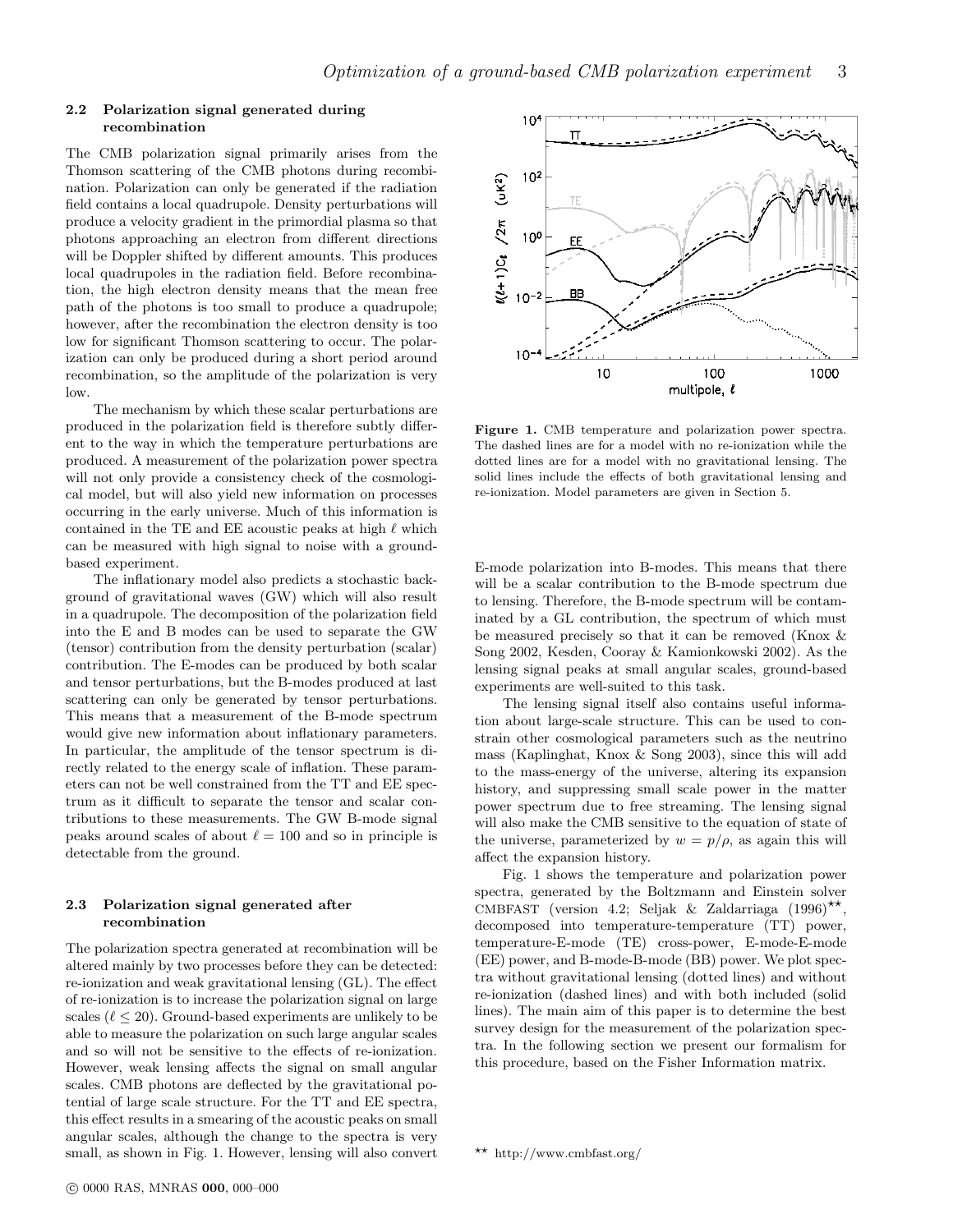### 2.2 Polarization signal generated during recombination

The CMB polarization signal primarily arises from the Thomson scattering of the CMB photons during recombination. Polarization can only be generated if the radiation field contains a local quadrupole. Density perturbations will produce a velocity gradient in the primordial plasma so that photons approaching an electron from different directions will be Doppler shifted by different amounts. This produces local quadrupoles in the radiation field. Before recombination, the high electron density means that the mean free path of the photons is too small to produce a quadrupole; however, after the recombination the electron density is too low for significant Thomson scattering to occur. The polarization can only be produced during a short period around recombination, so the amplitude of the polarization is very low.

The mechanism by which these scalar perturbations are produced in the polarization field is therefore subtly different to the way in which the temperature perturbations are produced. A measurement of the polarization power spectra will not only provide a consistency check of the cosmological model, but will also yield new information on processes occurring in the early universe. Much of this information is contained in the TE and EE acoustic peaks at high $\ell$ which can be measured with high signal to noise with a ground-based experiment.

The inflationary model also predicts a stochastic background of gravitational waves (GW) which will also result in a quadrupole. The decomposition of the polarization field into the E and B modes can be used to separate the GW (tensor) contribution from the density perturbation (scalar) contribution. The E-modes can be produced by both scalar and tensor perturbations, but the B-modes produced at last scattering can only be generated by tensor perturbations. This means that a measurement of the B-mode spectrum would give new information about inflationary parameters. In particular, the amplitude of the tensor spectrum is directly related to the energy scale of inflation. These parameters can not be well constrained from the TT and EE spectrum as it difficult to separate the tensor and scalar contributions to these measurements. The GW B-mode signal peaks around scales of about $\ell = 100$ and so in principle is detectable from the ground.

### 2.3 Polarization signal generated after recombination

The polarization spectra generated at recombination will be altered mainly by two processes before they can be detected: re-ionization and weak gravitational lensing (GL). The effect of re-ionization is to increase the polarization signal on large scales ($\ell \leq 20$). Ground-based experiments are unlikely to be able to measure the polarization on such large angular scales and so will not be sensitive to the effects of re-ionization. However, weak lensing affects the signal on small angular scales. CMB photons are deflected by the gravitational potential of large scale structure. For the TT and EE spectra, this effect results in a smearing of the acoustic peaks on small angular scales, although the change to the spectra is very small, as shown in Fig. 1. However, lensing will also convert E-mode polarization into B-modes. This means that there will be a scalar contribution to the B-mode spectrum due to lensing. Therefore, the B-mode spectrum will be contaminated by a GL contribution, the spectrum of which must be measured precisely so that it can be removed (Knox & Song 2002, Kesden, Cooray & Kamionkowski 2002). As the lensing signal peaks at small angular scales, ground-based experiments are well-suited to this task.

$10^4$
TT
$10^2$
TE
$10^0$
EE
$10^{-2}$
BB
$10^{-4}$
$\ell(\ell+1)C_\ell\ /2\pi\ \ (\mathrm{uK}^2)$
10
100
1000
multipole, $\ell$

**Figure 1.** CMB temperature and polarization power spectra. The dashed lines are for a model with no re-ionization while the dotted lines are for a model with no gravitational lensing. The solid lines include the effects of both gravitational lensing and re-ionization. Model parameters are given in Section 5.

The lensing signal itself also contains useful information about large-scale structure. This can be used to constrain other cosmological parameters such as the neutrino mass (Kaplinghat, Knox & Song 2003), since this will add to the mass-energy of the universe, altering its expansion history, and suppressing small scale power in the matter power spectrum due to free streaming. The lensing signal will also make the CMB sensitive to the equation of state of the universe, parameterized by $w = p/\rho$, as again this will affect the expansion history.

Fig. 1 shows the temperature and polarization power spectra, generated by the Boltzmann and Einstein solver CMBFAST (version 4.2; Seljak & Zaldarriaga (1996)[⋆⋆], decomposed into temperature-temperature (TT) power, temperature-E-mode (TE) cross-power, E-mode-E-mode (EE) power, and B-mode-B-mode (BB) power. We plot spectra without gravitational lensing (dotted lines) and without re-ionization (dashed lines) and with both included (solid lines). The main aim of this paper is to determine the best survey design for the measurement of the polarization spectra. In the following section we present our formalism for this procedure, based on the Fisher Information matrix.

[⋆⋆] http://www.cmbfast.org/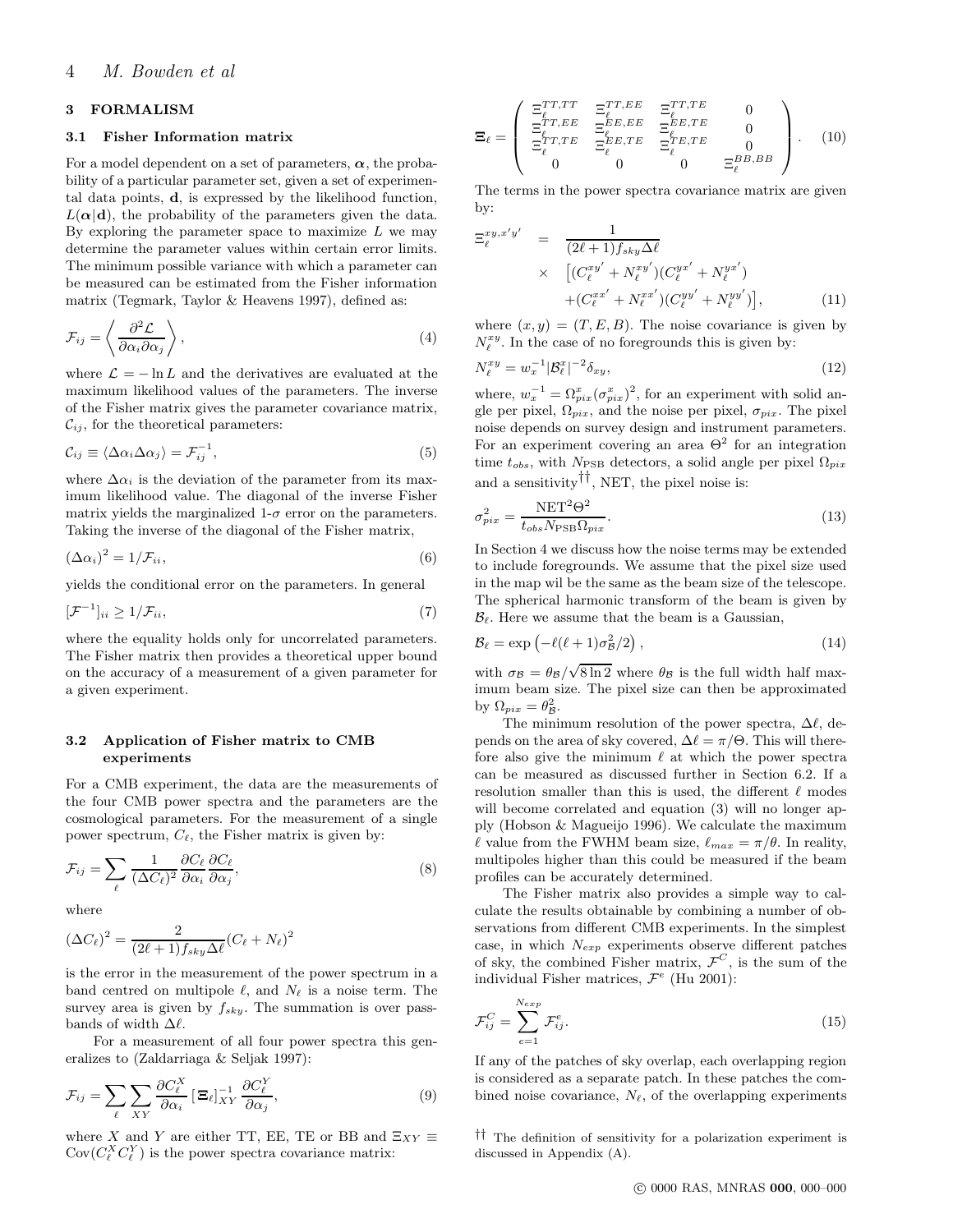## 3 FORMALISM

### 3.1 Fisher Information matrix

For a model dependent on a set of parameters, $\boldsymbol{\alpha}$, the probability of a particular parameter set, given a set of experimental data points, $\mathbf{d}$, is expressed by the likelihood function, $L(\boldsymbol{\alpha}|\mathbf{d})$, the probability of the parameters given the data. By exploring the parameter space to maximize $L$ we may determine the parameter values within certain error limits. The minimum possible variance with which a parameter can be measured can be estimated from the Fisher information matrix (Tegmark, Taylor & Heavens 1997), defined as:

$$\mathcal{F}_{ij} = \left\langle \frac{\partial^2 \mathcal{L}}{\partial \alpha_i \partial \alpha_j} \right\rangle, \tag{4}$$

where $\mathcal{L} = -\ln L$ and the derivatives are evaluated at the maximum likelihood values of the parameters. The inverse of the Fisher matrix gives the parameter covariance matrix, $\mathcal{C}_{ij}$, for the theoretical parameters:

$$\mathcal{C}_{ij} \equiv \langle \Delta\alpha_i \Delta\alpha_j \rangle = \mathcal{F}^{-1}_{ij}, \tag{5}$$

where $\Delta\alpha_i$ is the deviation of the parameter from its maximum likelihood value. The diagonal of the inverse Fisher matrix yields the marginalized 1-$\sigma$ error on the parameters. Taking the inverse of the diagonal of the Fisher matrix,

$$(\Delta\alpha_i)^2 = 1/\mathcal{F}_{ii}, \tag{6}$$

yields the conditional error on the parameters. In general

$$[\mathcal{F}^{-1}]_{ii} \geq 1/\mathcal{F}_{ii}, \tag{7}$$

where the equality holds only for uncorrelated parameters. The Fisher matrix then provides a theoretical upper bound on the accuracy of a measurement of a given parameter for a given experiment.

### 3.2 Application of Fisher matrix to CMB experiments

For a CMB experiment, the data are the measurements of the four CMB power spectra and the parameters are the cosmological parameters. For the measurement of a single power spectrum, $C_\ell$, the Fisher matrix is given by:

$$\mathcal{F}_{ij} = \sum_\ell \frac{1}{(\Delta C_\ell)^2} \frac{\partial C_\ell}{\partial \alpha_i} \frac{\partial C_\ell}{\partial \alpha_j}, \tag{8}$$

where

$$(\Delta C_\ell)^2 = \frac{2}{(2\ell+1) f_{sky} \Delta\ell} (C_\ell + N_\ell)^2$$

is the error in the measurement of the power spectrum in a band centred on multipole $\ell$, and $N_\ell$ is a noise term. The survey area is given by $f_{sky}$. The summation is over passbands of width $\Delta\ell$.

For a measurement of all four power spectra this generalizes to (Zaldarriaga & Seljak 1997):

$$\mathcal{F}_{ij} = \sum_\ell \sum_{XY} \frac{\partial C^X_\ell}{\partial \alpha_i} \left[\boldsymbol{\Xi}_\ell\right]^{-1}_{XY} \frac{\partial C^Y_\ell}{\partial \alpha_j}, \tag{9}$$

where $X$ and $Y$ are either TT, EE, TE or BB and $\Xi_{XY} \equiv \mathrm{Cov}(C^X_\ell C^Y_\ell)$ is the power spectra covariance matrix:

$$\boldsymbol{\Xi}_\ell = \begin{pmatrix} \Xi^{TT,TT}_\ell & \Xi^{TT,EE}_\ell & \Xi^{TT,TE}_\ell & 0 \\ \Xi^{TT,EE}_\ell & \Xi^{EE,EE}_\ell & \Xi^{EE,TE}_\ell & 0 \\ \Xi^{TT,TE}_\ell & \Xi^{EE,TE}_\ell & \Xi^{TE,TE}_\ell & 0 \\ 0 & 0 & 0 & \Xi^{BB,BB}_\ell \end{pmatrix}. \tag{10}$$

The terms in the power spectra covariance matrix are given by:

$$\begin{aligned} \Xi^{xy,x'y'}_\ell &= \frac{1}{(2\ell+1) f_{sky} \Delta\ell} \\ &\times \left[ (C^{xy'}_\ell + N^{xy'}_\ell)(C^{yx'}_\ell + N^{yx'}_\ell) \right. \\ &\left. + (C^{xx'}_\ell + N^{xx'}_\ell)(C^{yy'}_\ell + N^{yy'}_\ell) \right], \end{aligned} \tag{11}$$

where $(x,y) = (T,E,B)$. The noise covariance is given by $N^{xy}_\ell$. In the case of no foregrounds this is given by:

$$N^{xy}_\ell = w_x^{-1} |\mathcal{B}^x_\ell|^{-2} \delta_{xy}, \tag{12}$$

where, $w_x^{-1} = \Omega^x_{pix} (\sigma^x_{pix})^2$, for an experiment with solid angle per pixel, $\Omega_{pix}$, and the noise per pixel, $\sigma_{pix}$. The pixel noise depends on survey design and instrument parameters. For an experiment covering an area $\Theta^2$ for an integration time $t_{obs}$, with $N_{\rm PSB}$ detectors, a solid angle per pixel $\Omega_{pix}$ and a sensitivity[††], NET, the pixel noise is:

$$\sigma^2_{pix} = \frac{\mathrm{NET}^2 \Theta^2}{t_{obs} N_{\rm PSB} \Omega_{pix}}. \tag{13}$$

In Section 4 we discuss how the noise terms may be extended to include foregrounds. We assume that the pixel size used in the map wil be the same as the beam size of the telescope. The spherical harmonic transform of the beam is given by $\mathcal{B}_\ell$. Here we assume that the beam is a Gaussian,

$$\mathcal{B}_\ell = \exp\left(-\ell(\ell+1)\sigma^2_{\mathcal{B}}/2\right), \tag{14}$$

with $\sigma_{\mathcal{B}} = \theta_{\mathcal{B}}/\sqrt{8\ln 2}$ where $\theta_{\mathcal{B}}$ is the full width half maximum beam size. The pixel size can then be approximated by $\Omega_{pix} = \theta^2_{\mathcal{B}}$.

The minimum resolution of the power spectra, $\Delta\ell$, depends on the area of sky covered, $\Delta\ell = \pi/\Theta$. This will therefore also give the minimum $\ell$ at which the power spectra can be measured as discussed further in Section 6.2. If a resolution smaller than this is used, the different $\ell$ modes will become correlated and equation (3) will no longer apply (Hobson & Magueijo 1996). We calculate the maximum $\ell$ value from the FWHM beam size, $\ell_{max} = \pi/\theta$. In reality, multipoles higher than this could be measured if the beam profiles can be accurately determined.

The Fisher matrix also provides a simple way to calculate the results obtainable by combining a number of observations from different CMB experiments. In the simplest case, in which $N_{exp}$ experiments observe different patches of sky, the combined Fisher matrix, $\mathcal{F}^C$, is the sum of the individual Fisher matrices, $\mathcal{F}^e$ (Hu 2001):

$$\mathcal{F}^C_{ij} = \sum_{e=1}^{N_{exp}} \mathcal{F}^e_{ij}. \tag{15}$$

If any of the patches of sky overlap, each overlapping region is considered as a separate patch. In these patches the combined noise covariance, $N_\ell$, of the overlapping experiments

[††] The definition of sensitivity for a polarization experiment is discussed in Appendix (A).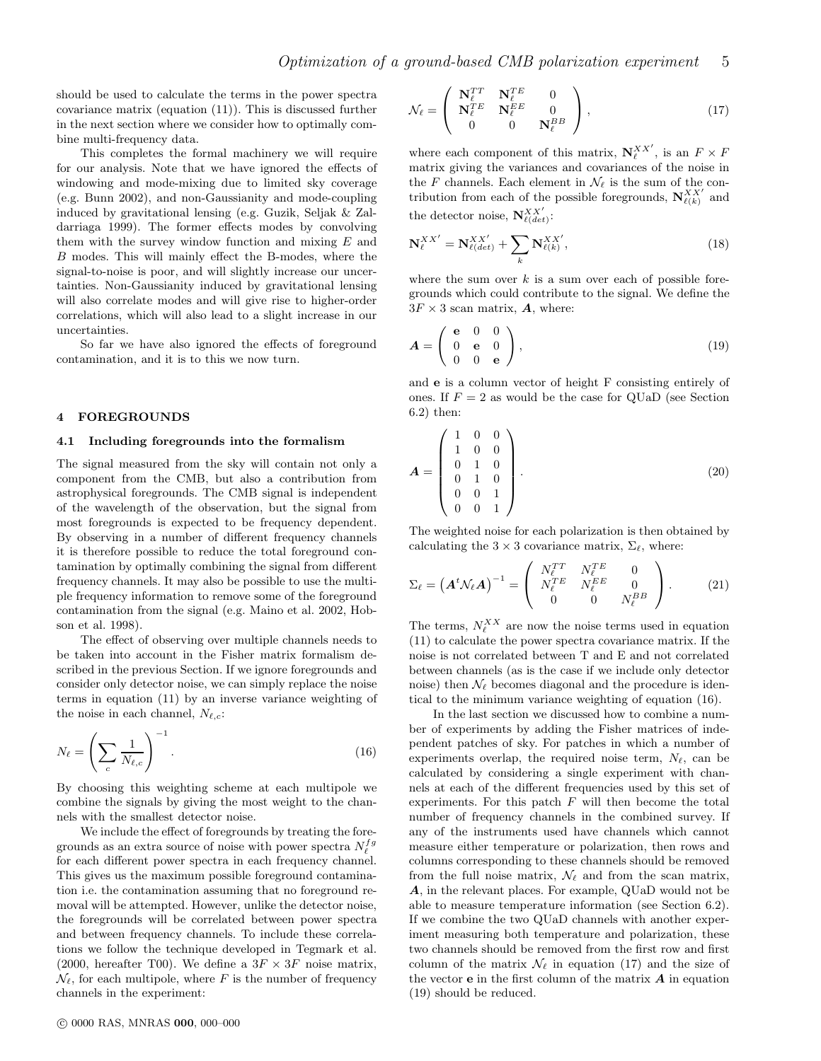should be used to calculate the terms in the power spectra covariance matrix (equation (11)). This is discussed further in the next section where we consider how to optimally combine multi-frequency data.

This completes the formal machinery we will require for our analysis. Note that we have ignored the effects of windowing and mode-mixing due to limited sky coverage (e.g. Bunn 2002), and non-Gaussianity and mode-coupling induced by gravitational lensing (e.g. Guzik, Seljak & Zaldarriaga 1999). The former effects modes by convolving them with the survey window function and mixing $E$ and $B$ modes. This will mainly effect the B-modes, where the signal-to-noise is poor, and will slightly increase our uncertainties. Non-Gaussianity induced by gravitational lensing will also correlate modes and will give rise to higher-order correlations, which will also lead to a slight increase in our uncertainties.

So far we have also ignored the effects of foreground contamination, and it is to this we now turn.

## 4 FOREGROUNDS

### 4.1 Including foregrounds into the formalism

The signal measured from the sky will contain not only a component from the CMB, but also a contribution from astrophysical foregrounds. The CMB signal is independent of the wavelength of the observation, but the signal from most foregrounds is expected to be frequency dependent. By observing in a number of different frequency channels it is therefore possible to reduce the total foreground contamination by optimally combining the signal from different frequency channels. It may also be possible to use the multiple frequency information to remove some of the foreground contamination from the signal (e.g. Maino et al. 2002, Hobson et al. 1998).

The effect of observing over multiple channels needs to be taken into account in the Fisher matrix formalism described in the previous Section. If we ignore foregrounds and consider only detector noise, we can simply replace the noise terms in equation (11) by an inverse variance weighting of the noise in each channel, $N_{\ell,c}$:

$$N_\ell = \left( \sum_c \frac{1}{N_{\ell,c}} \right)^{-1}. \tag{16}$$

By choosing this weighting scheme at each multipole we combine the signals by giving the most weight to the channels with the smallest detector noise.

We include the effect of foregrounds by treating the foregrounds as an extra source of noise with power spectra $N_\ell^{fg}$ for each different power spectra in each frequency channel. This gives us the maximum possible foreground contamination i.e. the contamination assuming that no foreground removal will be attempted. However, unlike the detector noise, the foregrounds will be correlated between power spectra and between frequency channels. To include these correlations we follow the technique developed in Tegmark et al. (2000, hereafter T00). We define a $3F \times 3F$ noise matrix, $\mathcal{N}_\ell$, for each multipole, where $F$ is the number of frequency channels in the experiment:

$$\mathcal{N}_\ell = \begin{pmatrix} \mathbf{N}_\ell^{TT} & \mathbf{N}_\ell^{TE} & 0 \\ \mathbf{N}_\ell^{TE} & \mathbf{N}_\ell^{EE} & 0 \\ 0 & 0 & \mathbf{N}_\ell^{BB} \end{pmatrix}, \tag{17}$$

where each component of this matrix, $\mathbf{N}_\ell^{XX'}$, is an $F \times F$ matrix giving the variances and covariances of the noise in the $F$ channels. Each element in $\mathcal{N}_\ell$ is the sum of the contribution from each of the possible foregrounds, $\mathbf{N}_{\ell(k)}^{XX'}$ and the detector noise, $\mathbf{N}_{\ell(det)}^{XX'}$:

$$\mathbf{N}_\ell^{XX'} = \mathbf{N}_{\ell(det)}^{XX'} + \sum_k \mathbf{N}_{\ell(k)}^{XX'}, \tag{18}$$

where the sum over $k$ is a sum over each of possible foregrounds which could contribute to the signal. We define the $3F \times 3$ scan matrix, $\boldsymbol{A}$, where:

$$\boldsymbol{A} = \begin{pmatrix} \mathbf{e} & 0 & 0 \\ 0 & \mathbf{e} & 0 \\ 0 & 0 & \mathbf{e} \end{pmatrix}, \tag{19}$$

and $\mathbf{e}$ is a column vector of height F consisting entirely of ones. If $F = 2$ as would be the case for QUaD (see Section 6.2) then:

$$\boldsymbol{A} = \begin{pmatrix} 1 & 0 & 0 \\ 1 & 0 & 0 \\ 0 & 1 & 0 \\ 0 & 1 & 0 \\ 0 & 0 & 1 \\ 0 & 0 & 1 \end{pmatrix}. \tag{20}$$

The weighted noise for each polarization is then obtained by calculating the $3 \times 3$ covariance matrix, $\Sigma_\ell$, where:

$$\Sigma_\ell = \left( \boldsymbol{A}^t \mathcal{N}_\ell \boldsymbol{A} \right)^{-1} = \begin{pmatrix} N_\ell^{TT} & N_\ell^{TE} & 0 \\ N_\ell^{TE} & N_\ell^{EE} & 0 \\ 0 & 0 & N_\ell^{BB} \end{pmatrix}. \tag{21}$$

The terms, $N_\ell^{XX}$ are now the noise terms used in equation (11) to calculate the power spectra covariance matrix. If the noise is not correlated between T and E and not correlated between channels (as is the case if we include only detector noise) then $\mathcal{N}_\ell$ becomes diagonal and the procedure is identical to the minimum variance weighting of equation (16).

In the last section we discussed how to combine a number of experiments by adding the Fisher matrices of independent patches of sky. For patches in which a number of experiments overlap, the required noise term, $N_\ell$, can be calculated by considering a single experiment with channels at each of the different frequencies used by this set of experiments. For this patch $F$ will then become the total number of frequency channels in the combined survey. If any of the instruments used have channels which cannot measure either temperature or polarization, then rows and columns corresponding to these channels should be removed from the full noise matrix, $\mathcal{N}_\ell$ and from the scan matrix, $\boldsymbol{A}$, in the relevant places. For example, QUaD would not be able to measure temperature information (see Section 6.2). If we combine the two QUaD channels with another experiment measuring both temperature and polarization, these two channels should be removed from the first row and first column of the matrix $\mathcal{N}_\ell$ in equation (17) and the size of the vector $\mathbf{e}$ in the first column of the matrix $\boldsymbol{A}$ in equation (19) should be reduced.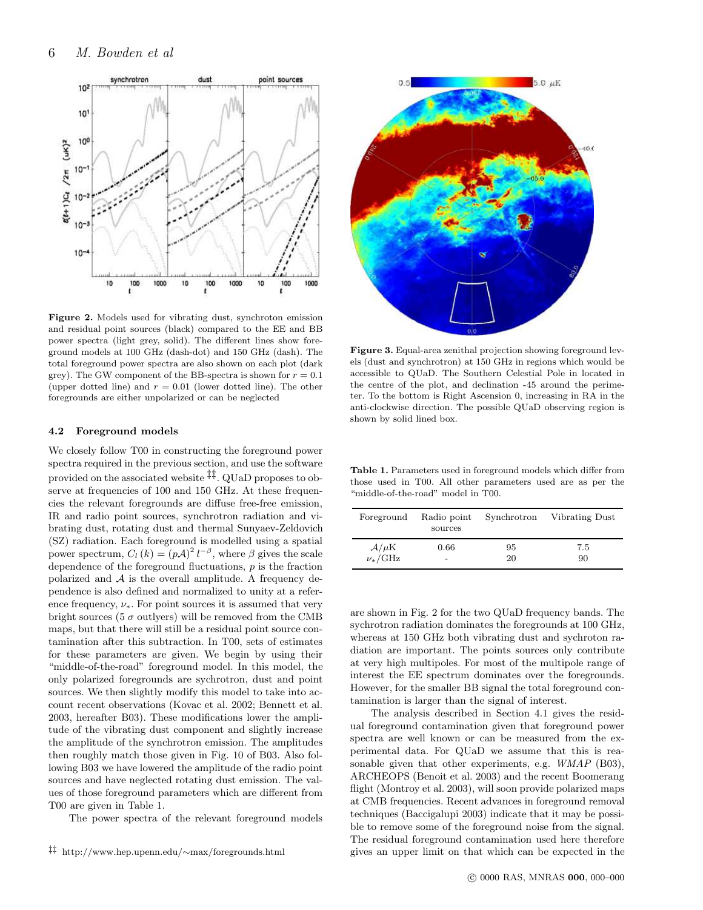**Figure 2.** Models used for vibrating dust, synchroton emission and residual point sources (black) compared to the EE and BB power spectra (light grey, solid). The different lines show foreground models at 100 GHz (dash-dot) and 150 GHz (dash). The total foreground power spectra are also shown on each plot (dark grey). The GW component of the BB-spectra is shown for $r = 0.1$ (upper dotted line) and $r = 0.01$ (lower dotted line). The other foregrounds are either unpolarized or can be neglected

### 4.2 Foreground models

We closely follow T00 in constructing the foreground power spectra required in the previous section, and use the software provided on the associated website [‡‡]. QUaD proposes to observe at frequencies of 100 and 150 GHz. At these frequencies the relevant foregrounds are diffuse free-free emission, IR and radio point sources, synchrotron radiation and vibrating dust, rotating dust and thermal Sunyaev-Zeldovich (SZ) radiation. Each foreground is modelled using a spatial power spectrum, $C_l\left(k\right) = \left(p\mathcal{A}\right)^2 l^{-\beta}$, where $\beta$ gives the scale dependence of the foreground fluctuations, $p$ is the fraction polarized and $\mathcal{A}$ is the overall amplitude. A frequency dependence is also defined and normalized to unity at a reference frequency, $\nu_*$. For point sources it is assumed that very bright sources (5 $\sigma$ outlyers) will be removed from the CMB maps, but that there will still be a residual point source contamination after this subtraction. In T00, sets of estimates for these parameters are given. We begin by using their "middle-of-the-road" foreground model. In this model, the only polarized foregrounds are sychotron, dust and point sources. We then slightly modify this model to take into account recent observations (Kovac et al. 2002; Bennett et al. 2003, hereafter B03). These modifications lower the amplitude of the vibrating dust component and slightly increase the amplitude of the synchrotron emission. The amplitudes then roughly match those given in Fig. 10 of B03. Also following B03 we have lowered the amplitude of the radio point sources and have neglected rotating dust emission. The values of those foreground parameters which are different from T00 are given in Table 1.

The power spectra of the relevant foreground models are shown in Fig. 2 for the two QUaD frequency bands. The sychrotron radiation dominates the foregrounds at 100 GHz, whereas at 150 GHz both vibrating dust and sychroton radiation are important. The points sources only contribute at very high multipoles. For most of the multipole range of interest the EE spectrum dominates over the foregrounds. However, for the smaller BB signal the total foreground contamination is larger than the signal of interest.

The analysis described in Section 4.1 gives the residual foreground contamination given that foreground power spectra are well known or can be measured from the experimental data. For QUaD we assume that this is reasonable given that other experiments, e.g. *WMAP* (B03), ARCHEOPS (Benoit et al. 2003) and the recent Boomerang flight (Montroy et al. 2003), will soon provide polarized maps at CMB frequencies. Recent advances in foreground removal techniques (Baccigalupi 2003) indicate that it may be possible to remove some of the foreground noise from the signal. The residual foreground contamination used here therefore gives an upper limit on that which can be expected in the

**Figure 3.** Equal-area zenithal projection showing foreground levels (dust and synchrotron) at 150 GHz in regions which would be accessible to QUaD. The Southern Celestial Pole in located in the centre of the plot, and declination -45 around the perimeter. To the bottom is Right Ascension 0, increasing in RA in the anti-clockwise direction. The possible QUaD observing region is shown by solid lined box.

**Table 1.** Parameters used in foreground models which differ from those used in T00. All other parameters used are as per the "middle-of-the-road" model in T00.

| Foreground | Radio point sources | Synchrotron | Vibrating Dust |
|---|---|---|---|
| $\mathcal{A}/\mu$K | 0.66 | 95 | 7.5 |
| $\nu_*$/GHz | - | 20 | 90 |

[‡‡] http://www.hep.upenn.edu/∼max/foregrounds.html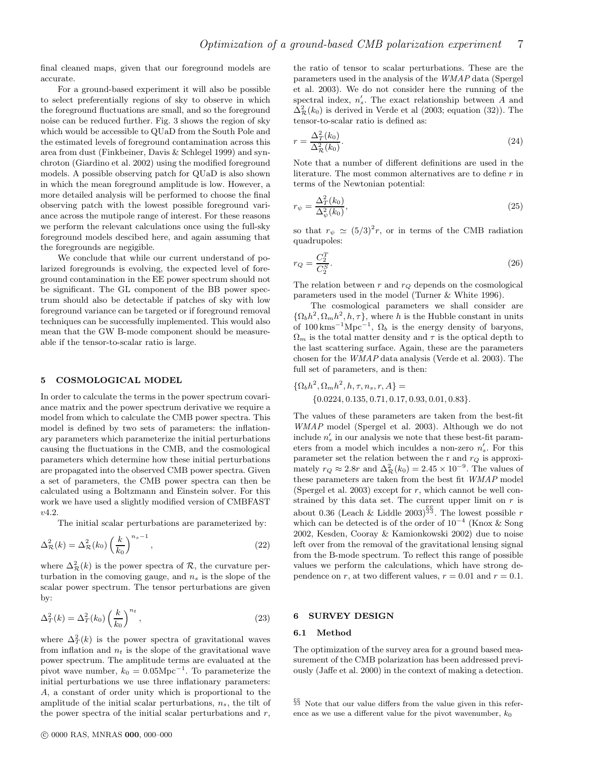final cleaned maps, given that our foreground models are accurate.

For a ground-based experiment it will also be possible to select preferentially regions of sky to observe in which the foreground fluctuations are small, and so the foreground noise can be reduced further. Fig. 3 shows the region of sky which would be accessible to QUaD from the South Pole and the estimated levels of foreground contamination across this area from dust (Finkbeiner, Davis & Schlegel 1999) and synchroton (Giardino et al. 2002) using the modified foreground models. A possible observing patch for QUaD is also shown in which the mean foreground amplitude is low. However, a more detailed analysis will be performed to choose the final observing patch with the lowest possible foreground variance across the mutipole range of interest. For these reasons we perform the relevant calculations once using the full-sky foreground models descibed here, and again assuming that the foregrounds are negigible.

We conclude that while our current understand of polarized foregrounds is evolving, the expected level of foreground contamination in the EE power spectrum should not be significant. The GL component of the BB power spectrum should also be detectable if patches of sky with low foreground variance can be targeted or if foreground removal techniques can be successfully implemented. This would also mean that the GW B-mode component should be measureable if the tensor-to-scalar ratio is large.

## 5 COSMOLOGICAL MODEL

In order to calculate the terms in the power spectrum covariance matrix and the power spectrum derivative we require a model from which to calculate the CMB power spectra. This model is defined by two sets of parameters: the inflationary parameters which parameterize the initial perturbations causing the fluctuations in the CMB, and the cosmological parameters which determine how these initial perturbations are propagated into the observed CMB power spectra. Given a set of parameters, the CMB power spectra can then be calculated using a Boltzmann and Einstein solver. For this work we have used a slightly modified version of CMBFAST $v4.2$.

The initial scalar perturbations are parameterized by:

$$\Delta^2_{\mathcal{R}}(k) = \Delta^2_{\mathcal{R}}(k_0)\left(\frac{k}{k_0}\right)^{n_s-1}, \tag{22}$$

where $\Delta^2_{\mathcal{R}}(k)$ is the power spectra of $\mathcal{R}$, the curvature perturbation in the comoving gauge, and $n_s$ is the slope of the scalar power spectrum. The tensor perturbations are given by:

$$\Delta^2_T(k) = \Delta^2_T(k_0)\left(\frac{k}{k_0}\right)^{n_t}, \tag{23}$$

where $\Delta^2_T(k)$ is the power spectra of gravitational waves from inflation and $n_t$ is the slope of the gravitational wave power spectrum. The amplitude terms are evaluated at the pivot wave number, $k_0 = 0.05\mathrm{Mpc}^{-1}$. To parameterize the initial perturbations we use three inflationary parameters: $A$, a constant of order unity which is proportional to the amplitude of the initial scalar perturbations, $n_s$, the tilt of the power spectra of the initial scalar perturbations and $r$, the ratio of tensor to scalar perturbations. These are the parameters used in the analysis of the *WMAP* data (Spergel et al. 2003). We do not consider here the running of the spectral index, $n_s'$. The exact relationship between $A$ and $\Delta^2_{\mathcal{R}}(k_0)$ is derived in Verde et al (2003; equation (32)). The tensor-to-scalar ratio is defined as:

$$r = \frac{\Delta^2_T(k_0)}{\Delta^2_{\mathcal{R}}(k_0)}. \tag{24}$$

Note that a number of different definitions are used in the literature. The most common alternatives are to define $r$ in terms of the Newtonian potential:

$$r_\psi = \frac{\Delta^2_T(k_0)}{\Delta^2_\psi(k_0)}, \tag{25}$$

so that $r_\psi \simeq (5/3)^2 r$, or in terms of the CMB radiation quadrupoles:

$$r_Q = \frac{C_2^T}{C_2^S}. \tag{26}$$

The relation between $r$ and $r_Q$ depends on the cosmological parameters used in the model (Turner & White 1996).

The cosmological parameters we shall consider are $\{\Omega_b h^2, \Omega_m h^2, h, \tau\}$, where $h$ is the Hubble constant in units of $100\,\mathrm{kms}^{-1}\mathrm{Mpc}^{-1}$, $\Omega_b$ is the energy density of baryons, $\Omega_m$ is the total matter density and $\tau$ is the optical depth to the last scattering surface. Again, these are the parameters chosen for the *WMAP* data analysis (Verde et al. 2003). The full set of parameters, and is then:

$$\{\Omega_b h^2, \Omega_m h^2, h, \tau, n_s, r, A\} = \{0.0224, 0.135, 0.71, 0.17, 0.93, 0.01, 0.83\}.$$

The values of these parameters are taken from the best-fit *WMAP* model (Spergel et al. 2003). Although we do not include $n_s'$ in our analysis we note that these best-fit parameters from a model which inculdes a non-zero $n_s'$. For this parameter set the relation between the r and $r_Q$ is approximately $r_Q \approx 2.8r$ and $\Delta^2_{\mathcal{R}}(k_0) = 2.45 \times 10^{-9}$. The values of these parameters are taken from the best fit *WMAP* model (Spergel et al. 2003) except for $r$, which cannot be well constrained by this data set. The current upper limit on $r$ is about 0.36 (Leach & Liddle 2003)[§§]. The lowest possible $r$ which can be detected is of the order of $10^{-4}$ (Knox & Song 2002, Kesden, Cooray & Kamionkowski 2002) due to noise left over from the removal of the gravitational lensing signal from the B-mode spectrum. To reflect this range of possible values we perform the calculations, which have strong dependence on $r$, at two different values, $r = 0.01$ and $r = 0.1$.

## 6 SURVEY DESIGN

### 6.1 Method

The optimization of the survey area for a ground based measurement of the CMB polarization has been addressed previously (Jaffe et al. 2000) in the context of making a detection.

[§§] Note that our value differs from the value given in this reference as we use a different value for the pivot wavenumber, $k_0$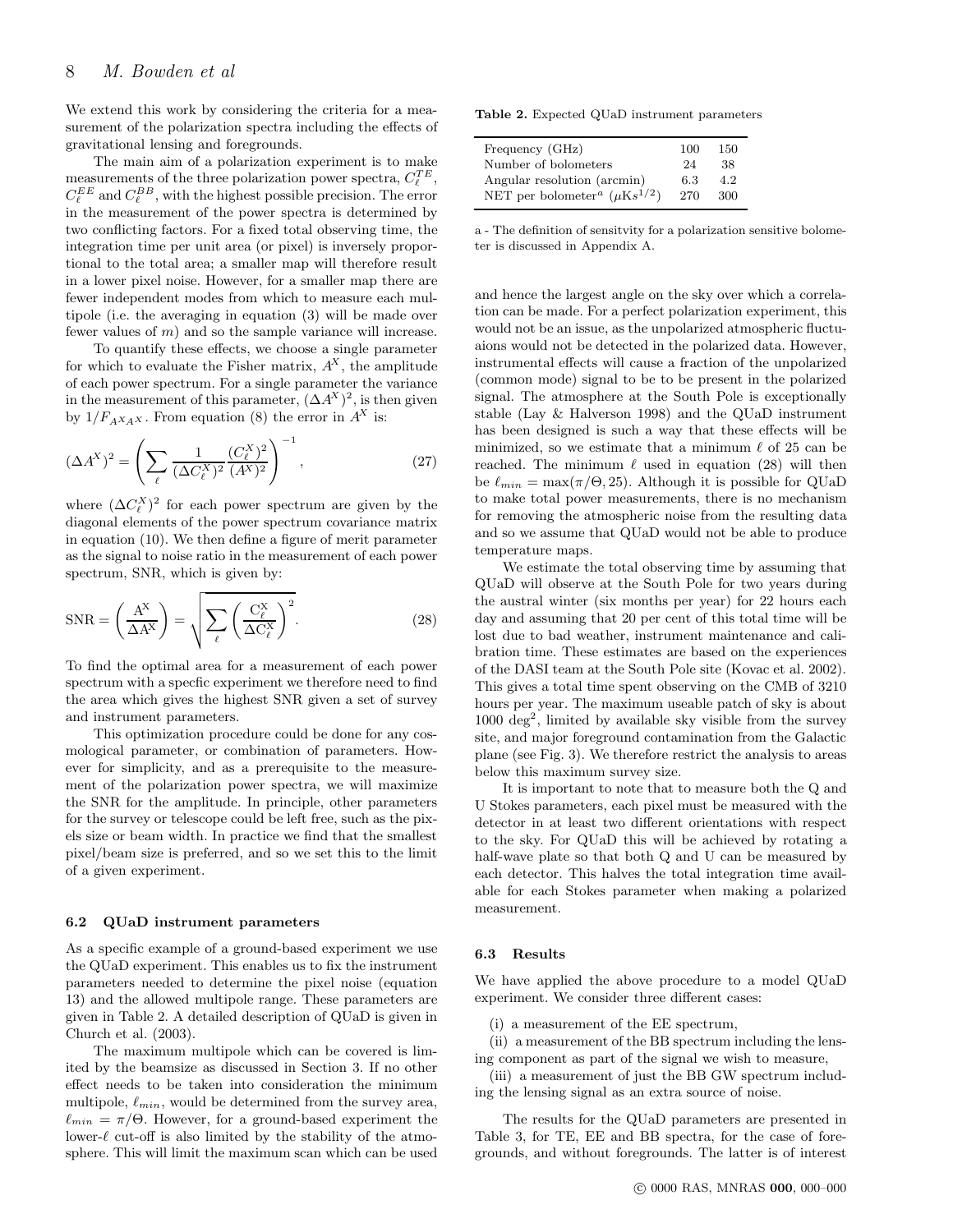We extend this work by considering the criteria for a measurement of the polarization spectra including the effects of gravitational lensing and foregrounds.

The main aim of a polarization experiment is to make measurements of the three polarization power spectra, $C_\ell^{TE}$, $C_\ell^{EE}$ and $C_\ell^{BB}$, with the highest possible precision. The error in the measurement of the power spectra is determined by two conflicting factors. For a fixed total observing time, the integration time per unit area (or pixel) is inversely proportional to the total area; a smaller map will therefore result in a lower pixel noise. However, for a smaller map there are fewer independent modes from which to measure each multipole (i.e. the averaging in equation (3) will be made over fewer values of $m$) and so the sample variance will increase.

To quantify these effects, we choose a single parameter for which to evaluate the Fisher matrix, $A^X$, the amplitude of each power spectrum. For a single parameter the variance in the measurement of this parameter, $(\Delta A^X)^2$, is then given by $1/F_{A^X A^X}$. From equation (8) the error in $A^X$ is:

$$(\Delta A^X)^2 = \left( \sum_\ell \frac{1}{(\Delta C_\ell^X)^2} \frac{(C_\ell^X)^2}{(A^X)^2} \right)^{-1}, \tag{27}$$

where $(\Delta C_\ell^X)^2$ for each power spectrum are given by the diagonal elements of the power spectrum covariance matrix in equation (10). We then define a figure of merit parameter as the signal to noise ratio in the measurement of each power spectrum, SNR, which is given by:

$$\mathrm{SNR} = \left( \frac{\mathrm{A^X}}{\Delta \mathrm{A^X}} \right) = \sqrt{\sum_\ell \left( \frac{\mathrm{C_\ell^X}}{\Delta \mathrm{C_\ell^X}} \right)^2}. \tag{28}$$

To find the optimal area for a measurement of each power spectrum with a specfic experiment we therefore need to find the area which gives the highest SNR given a set of survey and instrument parameters.

This optimization procedure could be done for any cosmological parameter, or combination of parameters. However for simplicity, and as a prerequisite to the measurement of the polarization power spectra, we will maximize the SNR for the amplitude. In principle, other parameters for the survey or telescope could be left free, such as the pixels size or beam width. In practice we find that the smallest pixel/beam size is preferred, and so we set this to the limit of a given experiment.

### 6.2 QUaD instrument parameters

As a specific example of a ground-based experiment we use the QUaD experiment. This enables us to fix the instrument parameters needed to determine the pixel noise (equation 13) and the allowed multipole range. These parameters are given in Table 2. A detailed description of QUaD is given in Church et al. (2003).

The maximum multipole which can be covered is limited by the beamsize as discussed in Section 3. If no other effect needs to be taken into consideration the minimum multipole, $\ell_{min}$, would be determined from the survey area, $\ell_{min} = \pi/\Theta$. However, for a ground-based experiment the lower-$\ell$ cut-off is also limited by the stability of the atmosphere. This will limit the maximum scan which can be used and hence the largest angle on the sky over which a correlation can be made. For a perfect polarization experiment, this would not be an issue, as the unpolarized atmospheric fluctuaions would not be detected in the polarized data. However, instrumental effects will cause a fraction of the unpolarized (common mode) signal to be to be present in the polarized signal. The atmosphere at the South Pole is exceptionally stable (Lay & Halverson 1998) and the QUaD instrument has been designed is such a way that these effects will be minimized, so we estimate that a minimum $\ell$ of 25 can be reached. The minimum $\ell$ used in equation (28) will then be $\ell_{min} = \max(\pi/\Theta, 25)$. Although it is possible for QUaD to make total power measurements, there is no mechanism for removing the atmospheric noise from the resulting data and so we assume that QUaD would not be able to produce temperature maps.

**Table 2.** Expected QUaD instrument parameters

| | | |
|---|---|---|
| Frequency (GHz) | 100 | 150 |
| Number of bolometers | 24 | 38 |
| Angular resolution (arcmin) | 6.3 | 4.2 |
| NET per bolometer[a] ($\mu\mathrm{Ks}^{1/2}$) | 270 | 300 |

a - The definition of sensitvity for a polarization sensitive bolometer is discussed in Appendix A.

We estimate the total observing time by assuming that QUaD will observe at the South Pole for two years during the austral winter (six months per year) for 22 hours each day and assuming that 20 per cent of this total time will be lost due to bad weather, instrument maintenance and calibration time. These estimates are based on the experiences of the DASI team at the South Pole site (Kovac et al. 2002). This gives a total time spent observing on the CMB of 3210 hours per year. The maximum useable patch of sky is about 1000 deg$^2$, limited by available sky visible from the survey site, and major foreground contamination from the Galactic plane (see Fig. 3). We therefore restrict the analysis to areas below this maximum survey size.

It is important to note that to measure both the Q and U Stokes parameters, each pixel must be measured with the detector in at least two different orientations with respect to the sky. For QUaD this will be achieved by rotating a half-wave plate so that both Q and U can be measured by each detector. This halves the total integration time available for each Stokes parameter when making a polarized measurement.

### 6.3 Results

We have applied the above procedure to a model QUaD experiment. We consider three different cases:

(i) a measurement of the EE spectrum,

(ii) a measurement of the BB spectrum including the lensing component as part of the signal we wish to measure,

(iii) a measurement of just the BB GW spectrum including the lensing signal as an extra source of noise.

The results for the QUaD parameters are presented in Table 3, for TE, EE and BB spectra, for the case of foregrounds, and without foregrounds. The latter is of interest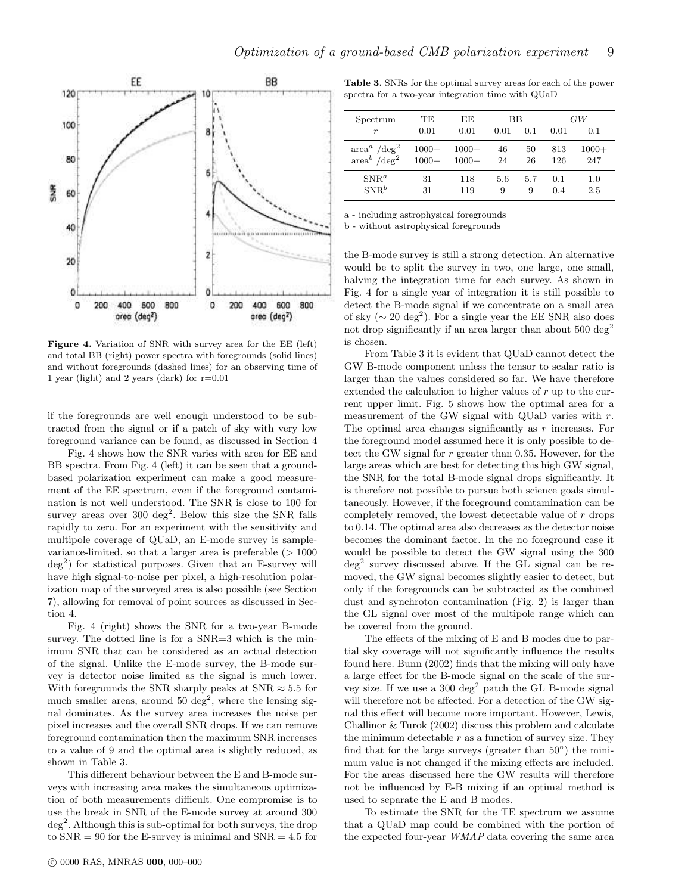**Figure 4.** Variation of SNR with survey area for the EE (left) and total BB (right) power spectra with foregrounds (solid lines) and without foregrounds (dashed lines) for an observing time of 1 year (light) and 2 years (dark) for r=0.01

if the foregrounds are well enough understood to be subtracted from the signal or if a patch of sky with very low foreground variance can be found, as discussed in Section 4

Fig. 4 shows how the SNR varies with area for EE and BB spectra. From Fig. 4 (left) it can be seen that a ground-based polarization experiment can make a good measurement of the EE spectrum, even if the foreground contamination is not well understood. The SNR is close to 100 for survey areas over 300 $\deg^2$. Below this size the SNR falls rapidly to zero. For an experiment with the sensitivity and multipole coverage of QUaD, an E-mode survey is sample-variance-limited, so that a larger area is preferable ($> 1000$ $\deg^2$) for statistical purposes. Given that an E-survey will have high signal-to-noise per pixel, a high-resolution polarization map of the surveyed area is also possible (see Section 7), allowing for removal of point sources as discussed in Section 4.

Fig. 4 (right) shows the SNR for a two-year B-mode survey. The dotted line is for a SNR=3 which is the minimum SNR that can be considered as an actual detection of the signal. Unlike the E-mode survey, the B-mode survey is detector noise limited as the signal is much lower. With foregrounds the SNR sharply peaks at SNR $\approx 5.5$ for much smaller areas, around 50 $\deg^2$, where the lensing signal dominates. As the survey area increases the noise per pixel increases and the overall SNR drops. If we can remove foreground contamination then the maximum SNR increases to a value of 9 and the optimal area is slightly reduced, as shown in Table 3.

This different behaviour between the E and B-mode surveys with increasing area makes the simultaneous optimization of both measurements difficult. One compromise is to use the break in SNR of the E-mode survey at around 300 $\deg^2$. Although this is sub-optimal for both surveys, the drop to SNR = 90 for the E-survey is minimal and SNR = 4.5 for the B-mode survey is still a strong detection. An alternative would be to split the survey in two, one large, one small, halving the integration time for each survey. As shown in Fig. 4 for a single year of integration it is still possible to detect the B-mode signal if we concentrate on a small area of sky ($\sim 20$ $\deg^2$). For a single year the EE SNR also does not drop significantly if an area larger than about 500 $\deg^2$ is chosen.

**Table 3.** SNRs for the optimal survey areas for each of the power spectra for a two-year integration time with QUaD

| Spectrum | TE | EE | BB | | *GW* | |
|---|---|---|---|---|---|---|
| $r$ | 0.01 | 0.01 | 0.01 | 0.1 | 0.01 | 0.1 |
| area$^a$ /$\deg^2$ | 1000+ | 1000+ | 46 | 50 | 813 | 1000+ |
| area$^b$ /$\deg^2$ | 1000+ | 1000+ | 24 | 26 | 126 | 247 |
| SNR$^a$ | 31 | 118 | 5.6 | 5.7 | 0.1 | 1.0 |
| SNR$^b$ | 31 | 119 | 9 | 9 | 0.4 | 2.5 |

a - including astrophysical foregrounds
b - without astrophysical foregrounds

From Table 3 it is evident that QUaD cannot detect the GW B-mode component unless the tensor to scalar ratio is larger than the values considered so far. We have therefore extended the calculation to higher values of $r$ up to the current upper limit. Fig. 5 shows how the optimal area for a measurement of the GW signal with QUaD varies with $r$. The optimal area changes significantly as $r$ increases. For the foreground model assumed here it is only possible to detect the GW signal for $r$ greater than 0.35. However, for the large areas which are best for detecting this high GW signal, the SNR for the total B-mode signal drops significantly. It is therefore not possible to pursue both science goals simultaneously. However, if the foreground comtamination can be completely removed, the lowest detectable value of $r$ drops to 0.14. The optimal area also decreases as the detector noise becomes the dominant factor. In the no foreground case it would be possible to detect the GW signal using the 300 $\deg^2$ survey discussed above. If the GL signal can be removed, the GW signal becomes slightly easier to detect, but only if the foregrounds can be subtracted as the combined dust and synchroton contamination (Fig. 2) is larger than the GL signal over most of the multipole range which can be covered from the ground.

The effects of the mixing of E and B modes due to partial sky coverage will not significantly influence the results found here. Bunn (2002) finds that the mixing will only have a large effect for the B-mode signal on the scale of the survey size. If we use a 300 $\deg^2$ patch the GL B-mode signal will therefore not be affected. For a detection of the GW signal this effect will become more important. However, Lewis, Challinor & Turok (2002) discuss this problem and calculate the minimum detectable $r$ as a function of survey size. They find that for the large surveys (greater than $50^\circ$) the minimum value is not changed if the mixing effects are included. For the areas discussed here the GW results will therefore not be influenced by E-B mixing if an optimal method is used to separate the E and B modes.

To estimate the SNR for the TE spectrum we assume that a QUaD map could be combined with the portion of the expected four-year *WMAP* data covering the same area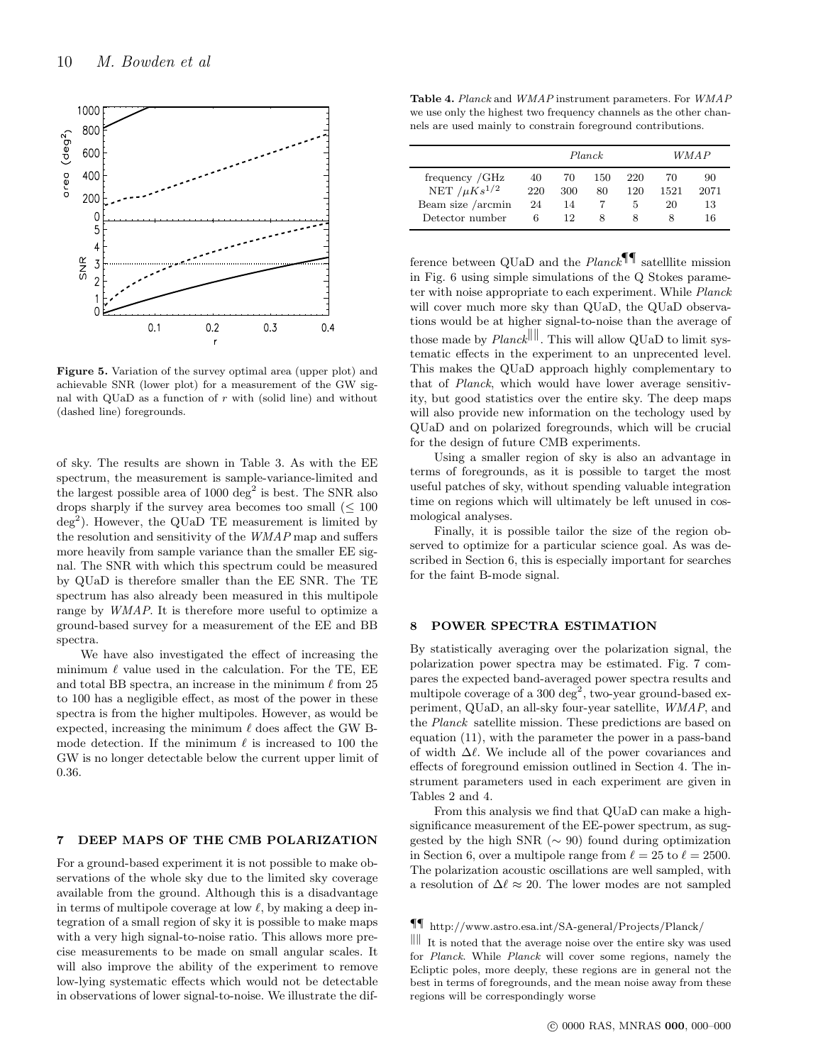Figure 5. Variation of the survey optimal area (upper plot) and achievable SNR (lower plot) for a measurement of the GW signal with QUaD as a function of $r$ with (solid line) and without (dashed line) foregrounds.

of sky. The results are shown in Table 3. As with the EE spectrum, the measurement is sample-variance-limited and the largest possible area of 1000 deg$^2$ is best. The SNR also drops sharply if the survey area becomes too small ($\leq 100$ deg$^2$). However, the QUaD TE measurement is limited by the resolution and sensitivity of the *WMAP* map and suffers more heavily from sample variance than the smaller EE signal. The SNR with which this spectrum could be measured by QUaD is therefore smaller than the EE SNR. The TE spectrum has also already been measured in this multipole range by *WMAP*. It is therefore more useful to optimize a ground-based survey for a measurement of the EE and BB spectra.

We have also investigated the effect of increasing the minimum $\ell$ value used in the calculation. For the TE, EE and total BB spectra, an increase in the minimum $\ell$ from 25 to 100 has a negligible effect, as most of the power in these spectra is from the higher multipoles. However, as would be expected, increasing the minimum $\ell$ does affect the GW B-mode detection. If the minimum $\ell$ is increased to 100 the GW is no longer detectable below the current upper limit of 0.36.

## 7 DEEP MAPS OF THE CMB POLARIZATION

For a ground-based experiment it is not possible to make observations of the whole sky due to the limited sky coverage available from the ground. Although this is a disadvantage in terms of multipole coverage at low $\ell$, by making a deep integration of a small region of sky it is possible to make maps with a very high signal-to-noise ratio. This allows more precise measurements to be made on small angular scales. It will also improve the ability of the experiment to remove low-lying systematic effects which would not be detectable in observations of lower signal-to-noise. We illustrate the difference between QUaD and the *Planck*[¶¶] satelllite mission in Fig. 6 using simple simulations of the Q Stokes parameter with noise appropriate to each experiment. While *Planck* will cover much more sky than QUaD, the QUaD observations would be at higher signal-to-noise than the average of those made by *Planck*[‖‖]. This will allow QUaD to limit systematic effects in the experiment to an unprecented level. This makes the QUaD approach highly complementary to that of *Planck*, which would have lower average sensitivity, but good statistics over the entire sky. The deep maps will also provide new information on the techology used by QUaD and on polarized foregrounds, which will be crucial for the design of future CMB experiments.

Using a smaller region of sky is also an advantage in terms of foregrounds, as it is possible to target the most useful patches of sky, without spending valuable integration time on regions which will ultimately be left unused in cosmological analyses.

Finally, it is possible tailor the size of the region observed to optimize for a particular science goal. As was described in Section 6, this is especially important for searches for the faint B-mode signal.

**Table 4.** *Planck* and *WMAP* instrument parameters. For *WMAP* we use only the highest two frequency channels as the other channels are used mainly to constrain foreground contributions.

| | *Planck* | | | | *WMAP* | |
|---|---|---|---|---|---|---|
| frequency /GHz | 40 | 70 | 150 | 220 | 70 | 90 |
| NET /$\mu K s^{1/2}$ | 220 | 300 | 80 | 120 | 1521 | 2071 |
| Beam size /arcmin | 24 | 14 | 7 | 5 | 20 | 13 |
| Detector number | 6 | 12 | 8 | 8 | 8 | 16 |

## 8 POWER SPECTRA ESTIMATION

By statistically averaging over the polarization signal, the polarization power spectra may be estimated. Fig. 7 compares the expected band-averaged power spectra results and multipole coverage of a 300 deg$^2$, two-year ground-based experiment, QUaD, an all-sky four-year satellite, *WMAP*, and the *Planck* satellite mission. These predictions are based on equation (11), with the parameter the power in a pass-band of width $\Delta\ell$. We include all of the power covariances and effects of foreground emission outlined in Section 4. The instrument parameters used in each experiment are given in Tables 2 and 4.

From this analysis we find that QUaD can make a high-significance measurement of the EE-power spectrum, as suggested by the high SNR ($\sim 90$) found during optimization in Section 6, over a multipole range from $\ell = 25$ to $\ell = 2500$. The polarization acoustic oscillations are well sampled, with a resolution of $\Delta\ell \approx 20$. The lower modes are not sampled

[¶¶] http://www.astro.esa.int/SA-general/Projects/Planck/

[‖‖] It is noted that the average noise over the entire sky was used for *Planck*. While *Planck* will cover some regions, namely the Ecliptic poles, more deeply, these regions are in general not the best in terms of foregrounds, and the mean noise away from these regions will be correspondingly worse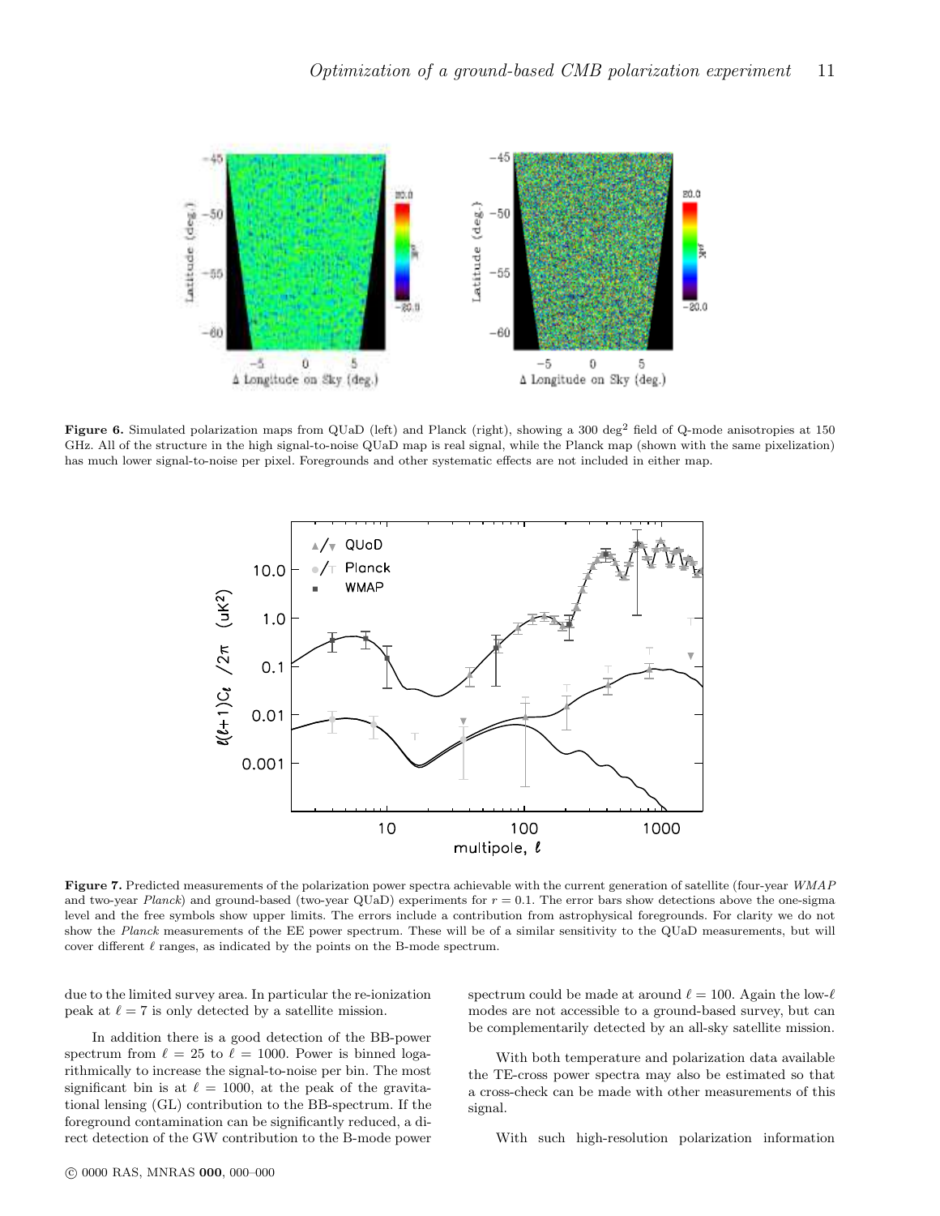**Figure 6.** Simulated polarization maps from QUaD (left) and Planck (right), showing a 300 deg$^2$ field of Q-mode anisotropies at 150 GHz. All of the structure in the high signal-to-noise QUaD map is real signal, while the Planck map (shown with the same pixelization) has much lower signal-to-noise per pixel. Foregrounds and other systematic effects are not included in either map.

**Figure 7.** Predicted measurements of the polarization power spectra achievable with the current generation of satellite (four-year *WMAP* and two-year *Planck*) and ground-based (two-year QUaD) experiments for $r = 0.1$. The error bars show detections above the one-sigma level and the free symbols show upper limits. The errors include a contribution from astrophysical foregrounds. For clarity we do not show the *Planck* measurements of the EE power spectrum. These will be of a similar sensitivity to the QUaD measurements, but will cover different $\ell$ ranges, as indicated by the points on the B-mode spectrum.

due to the limited survey area. In particular the re-ionization peak at $\ell = 7$ is only detected by a satellite mission.

In addition there is a good detection of the BB-power spectrum from $\ell = 25$ to $\ell = 1000$. Power is binned logarithmically to increase the signal-to-noise per bin. The most significant bin is at $\ell = 1000$, at the peak of the gravitational lensing (GL) contribution to the BB-spectrum. If the foreground contamination can be significantly reduced, a direct detection of the GW contribution to the B-mode power spectrum could be made at around $\ell = 100$. Again the low-$\ell$ modes are not accessible to a ground-based survey, but can be complementarily detected by an all-sky satellite mission.

With both temperature and polarization data available the TE-cross power spectra may also be estimated so that a cross-check can be made with other measurements of this signal.

With such high-resolution polarization information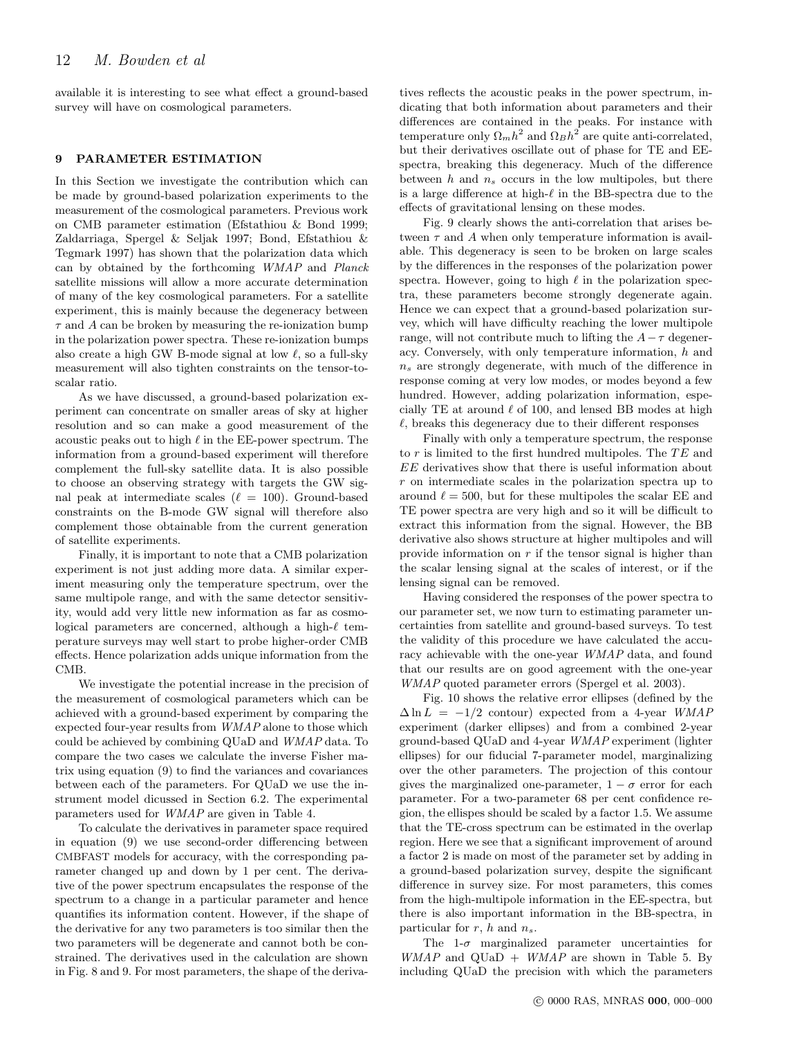available it is interesting to see what effect a ground-based survey will have on cosmological parameters.

## 9 PARAMETER ESTIMATION

In this Section we investigate the contribution which can be made by ground-based polarization experiments to the measurement of the cosmological parameters. Previous work on CMB parameter estimation (Efstathiou & Bond 1999; Zaldarriaga, Spergel & Seljak 1997; Bond, Efstathiou & Tegmark 1997) has shown that the polarization data which can by obtained by the forthcoming *WMAP* and *Planck* satellite missions will allow a more accurate determination of many of the key cosmological parameters. For a satellite experiment, this is mainly because the degeneracy between $\tau$ and $A$ can be broken by measuring the re-ionization bump in the polarization power spectra. These re-ionization bumps also create a high GW B-mode signal at low $\ell$, so a full-sky measurement will also tighten constraints on the tensor-to-scalar ratio.

As we have discussed, a ground-based polarization experiment can concentrate on smaller areas of sky at higher resolution and so can make a good measurement of the acoustic peaks out to high $\ell$ in the EE-power spectrum. The information from a ground-based experiment will therefore complement the full-sky satellite data. It is also possible to choose an observing strategy with targets the GW signal peak at intermediate scales ($\ell = 100$). Ground-based constraints on the B-mode GW signal will therefore also complement those obtainable from the current generation of satellite experiments.

Finally, it is important to note that a CMB polarization experiment is not just adding more data. A similar experiment measuring only the temperature spectrum, over the same multipole range, and with the same detector sensitivity, would add very little new information as far as cosmological parameters are concerned, although a high-$\ell$ temperature surveys may well start to probe higher-order CMB effects. Hence polarization adds unique information from the CMB.

We investigate the potential increase in the precision of the measurement of cosmological parameters which can be achieved with a ground-based experiment by comparing the expected four-year results from *WMAP* alone to those which could be achieved by combining QUaD and *WMAP* data. To compare the two cases we calculate the inverse Fisher matrix using equation (9) to find the variances and covariances between each of the parameters. For QUaD we use the instrument model dicussed in Section 6.2. The experimental parameters used for *WMAP* are given in Table 4.

To calculate the derivatives in parameter space required in equation (9) we use second-order differencing between CMBFAST models for accuracy, with the corresponding parameter changed up and down by 1 per cent. The derivative of the power spectrum encapsulates the response of the spectrum to a change in a particular parameter and hence quantifies its information content. However, if the shape of the derivative for any two parameters is too similar then the two parameters will be degenerate and cannot both be constrained. The derivatives used in the calculation are shown in Fig. 8 and 9. For most parameters, the shape of the derivatives reflects the acoustic peaks in the power spectrum, indicating that both information about parameters and their differences are contained in the peaks. For instance with temperature only $\Omega_m h^2$ and $\Omega_B h^2$ are quite anti-correlated, but their derivatives oscillate out of phase for TE and EE-spectra, breaking this degeneracy. Much of the difference between $h$ and $n_s$ occurs in the low multipoles, but there is a large difference at high-$\ell$ in the BB-spectra due to the effects of gravitational lensing on these modes.

Fig. 9 clearly shows the anti-correlation that arises between $\tau$ and $A$ when only temperature information is available. This degeneracy is seen to be broken on large scales by the differences in the responses of the polarization power spectra. However, going to high $\ell$ in the polarization spectra, these parameters become strongly degenerate again. Hence we can expect that a ground-based polarization survey, which will have difficulty reaching the lower multipole range, will not contribute much to lifting the $A - \tau$ degeneracy. Conversely, with only temperature information, $h$ and $n_s$ are strongly degenerate, with much of the difference in response coming at very low modes, or modes beyond a few hundred. However, adding polarization information, especially TE at around $\ell$ of 100, and lensed BB modes at high $\ell$, breaks this degeneracy due to their different responses

Finally with only a temperature spectrum, the response to $r$ is limited to the first hundred multipoles. The $TE$ and $EE$ derivatives show that there is useful information about $r$ on intermediate scales in the polarization spectra up to around $\ell = 500$, but for these multipoles the scalar EE and TE power spectra are very high and so it will be difficult to extract this information from the signal. However, the BB derivative also shows structure at higher multipoles and will provide information on $r$ if the tensor signal is higher than the scalar lensing signal at the scales of interest, or if the lensing signal can be removed.

Having considered the responses of the power spectra to our parameter set, we now turn to estimating parameter uncertainties from satellite and ground-based surveys. To test the validity of this procedure we have calculated the accuracy achievable with the one-year *WMAP* data, and found that our results are on good agreement with the one-year *WMAP* quoted parameter errors (Spergel et al. 2003).

Fig. 10 shows the relative error ellipses (defined by the $\Delta \ln L = -1/2$ contour) expected from a 4-year *WMAP* experiment (darker ellipses) and from a combined 2-year ground-based QUaD and 4-year *WMAP* experiment (lighter ellipses) for our fiducial 7-parameter model, marginalizing over the other parameters. The projection of this contour gives the marginalized one-parameter, $1-\sigma$ error for each parameter. For a two-parameter 68 per cent confidence region, the ellispes should be scaled by a factor 1.5. We assume that the TE-cross spectrum can be estimated in the overlap region. Here we see that a significant improvement of around a factor 2 is made on most of the parameter set by adding in a ground-based polarization survey, despite the significant difference in survey size. For most parameters, this comes from the high-multipole information in the EE-spectra, but there is also important information in the BB-spectra, in particular for $r$, $h$ and $n_s$.

The 1-$\sigma$ marginalized parameter uncertainties for *WMAP* and QUaD + *WMAP* are shown in Table 5. By including QUaD the precision with which the parameters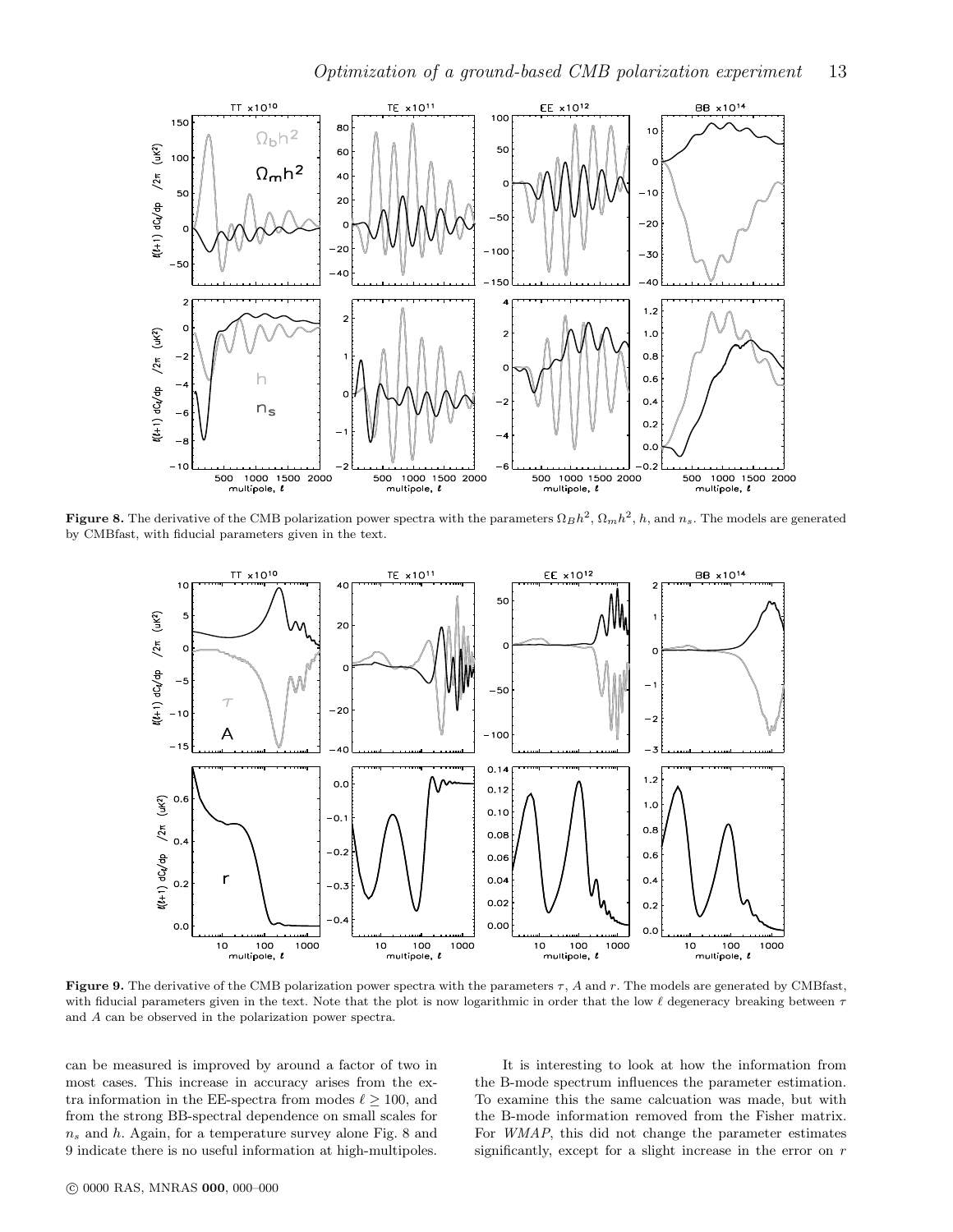**Figure 8.** The derivative of the CMB polarization power spectra with the parameters $\Omega_B h^2$, $\Omega_m h^2$, $h$, and $n_s$. The models are generated by CMBfast, with fiducial parameters given in the text.

**Figure 9.** The derivative of the CMB polarization power spectra with the parameters $\tau$, $A$ and $r$. The models are generated by CMBfast, with fiducial parameters given in the text. Note that the plot is now logarithmic in order that the low $\ell$ degeneracy breaking between $\tau$ and $A$ can be observed in the polarization power spectra.

can be measured is improved by around a factor of two in most cases. This increase in accuracy arises from the extra information in the EE-spectra from modes $\ell \geq 100$, and from the strong BB-spectral dependence on small scales for $n_s$ and $h$. Again, for a temperature survey alone Fig. 8 and 9 indicate there is no useful information at high-multipoles.

It is interesting to look at how the information from the B-mode spectrum influences the parameter estimation. To examine this the same calcuation was made, but with the B-mode information removed from the Fisher matrix. For *WMAP*, this did not change the parameter estimates significantly, except for a slight increase in the error on $r$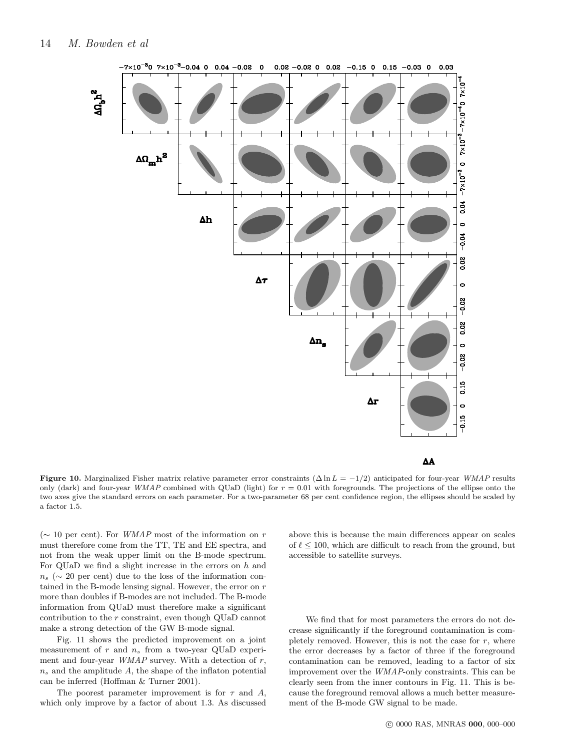**Figure 10.** Marginalized Fisher matrix relative parameter error constraints ($\Delta \ln L = -1/2$) anticipated for four-year *WMAP* results only (dark) and four-year *WMAP* combined with QUaD (light) for $r = 0.01$ with foregrounds. The projections of the ellipse onto the two axes give the standard errors on each parameter. For a two-parameter 68 per cent confidence region, the ellipses should be scaled by a factor 1.5.

($\sim$ 10 per cent). For *WMAP* most of the information on $r$ must therefore come from the TT, TE and EE spectra, and not from the weak upper limit on the B-mode spectrum. For QUaD we find a slight increase in the errors on $h$ and $n_s$ ($\sim$ 20 per cent) due to the loss of the information contained in the B-mode lensing signal. However, the error on $r$ more than doubles if B-modes are not included. The B-mode information from QUaD must therefore make a significant contribution to the $r$ constraint, even though QUaD cannot make a strong detection of the GW B-mode signal.

Fig. 11 shows the predicted improvement on a joint measurement of $r$ and $n_s$ from a two-year QUaD experiment and four-year *WMAP* survey. With a detection of $r$, $n_s$ and the amplitude $A$, the shape of the inflaton potential can be inferred (Hoffman & Turner 2001).

The poorest parameter improvement is for $\tau$ and $A$, which only improve by a factor of about 1.3. As discussed above this is because the main differences appear on scales of $\ell \leq 100$, which are difficult to reach from the ground, but accessible to satellite surveys.

We find that for most parameters the errors do not decrease significantly if the foreground contamination is completely removed. However, this is not the case for $r$, where the error decreases by a factor of three if the foreground contamination can be removed, leading to a factor of six improvement over the *WMAP*-only constraints. This can be clearly seen from the inner contours in Fig. 11. This is because the foreground removal allows a much better measurement of the B-mode GW signal to be made.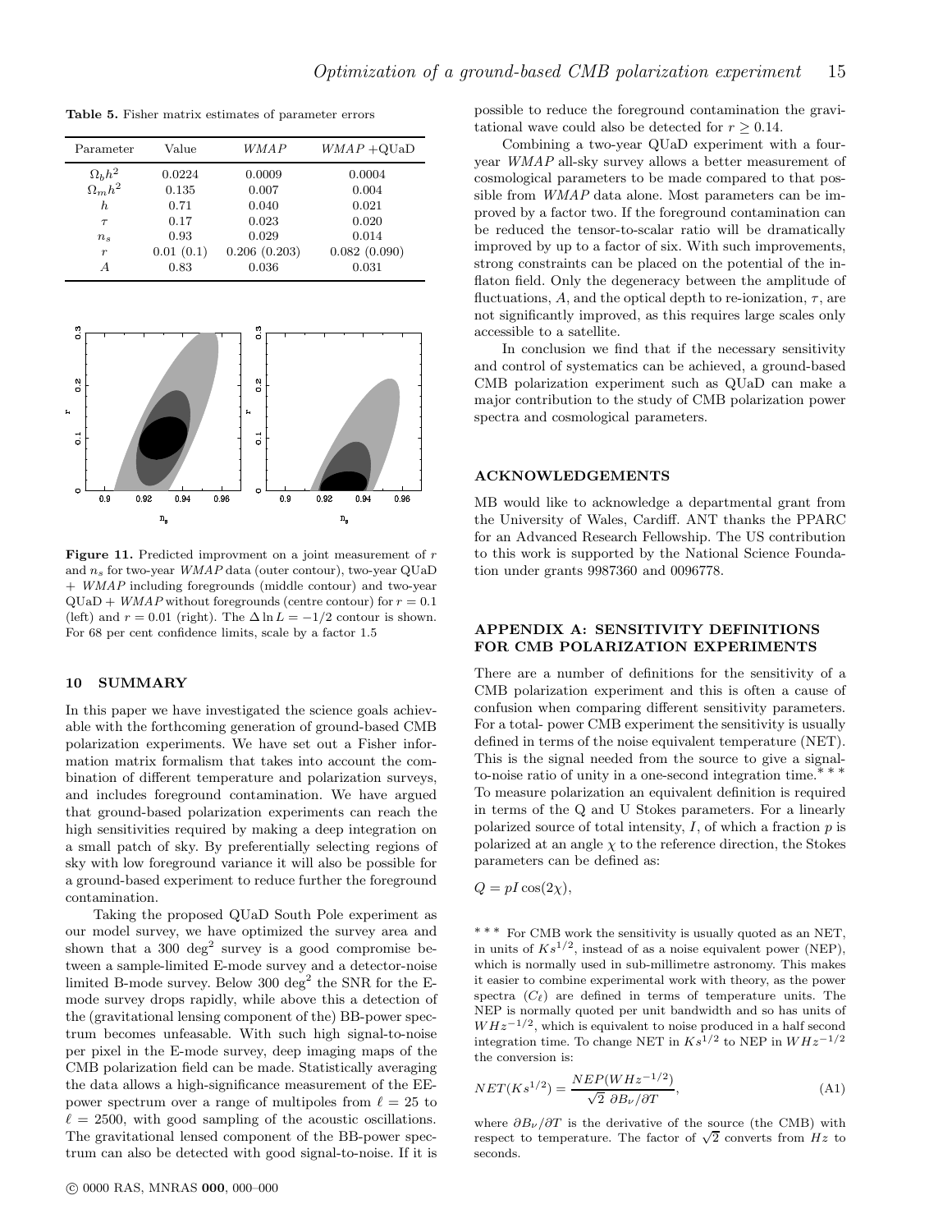**Table 5.** Fisher matrix estimates of parameter errors

| Parameter | Value | *WMAP* | *WMAP* +QUaD |
|---|---|---|---|
| $\Omega_b h^2$ | 0.0224 | 0.0009 | 0.0004 |
| $\Omega_m h^2$ | 0.135 | 0.007 | 0.004 |
| $h$ | 0.71 | 0.040 | 0.021 |
| $\tau$ | 0.17 | 0.023 | 0.020 |
| $n_s$ | 0.93 | 0.029 | 0.014 |
| $r$ | 0.01 (0.1) | 0.206 (0.203) | 0.082 (0.090) |
| $A$ | 0.83 | 0.036 | 0.031 |

**Figure 11.** Predicted improvment on a joint measurement of $r$ and $n_s$ for two-year *WMAP* data (outer contour), two-year QUaD + *WMAP* including foregrounds (middle contour) and two-year QUaD + *WMAP* without foregrounds (centre contour) for $r = 0.1$ (left) and $r = 0.01$ (right). The $\Delta \ln L = -1/2$ contour is shown. For 68 per cent confidence limits, scale by a factor 1.5

## 10 SUMMARY

In this paper we have investigated the science goals achievable with the forthcoming generation of ground-based CMB polarization experiments. We have set out a Fisher information matrix formalism that takes into account the combination of different temperature and polarization surveys, and includes foreground contamination. We have argued that ground-based polarization experiments can reach the high sensitivities required by making a deep integration on a small patch of sky. By preferentially selecting regions of sky with low foreground variance it will also be possible for a ground-based experiment to reduce further the foreground contamination.

Taking the proposed QUaD South Pole experiment as our model survey, we have optimized the survey area and shown that a 300 $\deg^2$ survey is a good compromise between a sample-limited E-mode survey and a detector-noise limited B-mode survey. Below 300 $\deg^2$ the SNR for the E-mode survey drops rapidly, while above this a detection of the (gravitational lensing component of the) BB-power spectrum becomes unfeasable. With such high signal-to-noise per pixel in the E-mode survey, deep imaging maps of the CMB polarization field can be made. Statistically averaging the data allows a high-significance measurement of the EE-power spectrum over a range of multipoles from $\ell = 25$ to $\ell = 2500$, with good sampling of the acoustic oscillations. The gravitational lensed component of the BB-power spectrum can also be detected with good signal-to-noise. If it is possible to reduce the foreground contamination the gravitational wave could also be detected for $r \geq 0.14$.

Combining a two-year QUaD experiment with a four-year *WMAP* all-sky survey allows a better measurement of cosmological parameters to be made compared to that possible from *WMAP* data alone. Most parameters can be improved by a factor two. If the foreground contamination can be reduced the tensor-to-scalar ratio will be dramatically improved by up to a factor of six. With such improvements, strong constraints can be placed on the potential of the inflaton field. Only the degeneracy between the amplitude of fluctuations, $A$, and the optical depth to re-ionization, $\tau$, are not significantly improved, as this requires large scales only accessible to a satellite.

In conclusion we find that if the necessary sensitivity and control of systematics can be achieved, a ground-based CMB polarization experiment such as QUaD can make a major contribution to the study of CMB polarization power spectra and cosmological parameters.

## ACKNOWLEDGEMENTS

MB would like to acknowledge a departmental grant from the University of Wales, Cardiff. ANT thanks the PPARC for an Advanced Research Fellowship. The US contribution to this work is supported by the National Science Foundation under grants 9987360 and 0096778.

## APPENDIX A: SENSITIVITY DEFINITIONS FOR CMB POLARIZATION EXPERIMENTS

There are a number of definitions for the sensitivity of a CMB polarization experiment and this is often a cause of confusion when comparing different sensitivity parameters. For a total- power CMB experiment the sensitivity is usually defined in terms of the noise equivalent temperature (NET). This is the signal needed from the source to give a signal-to-noise ratio of unity in a one-second integration time.*** To measure polarization an equivalent definition is required in terms of the Q and U Stokes parameters. For a linearly polarized source of total intensity, $I$, of which a fraction $p$ is polarized at an angle $\chi$ to the reference direction, the Stokes parameters can be defined as:

$$Q = pI\cos(2\chi),$$

*** For CMB work the sensitivity is usually quoted as an NET, in units of $Ks^{1/2}$, instead of as a noise equivalent power (NEP), which is normally used in sub-millimetre astronomy. This makes it easier to combine experimental work with theory, as the power spectra ($C_\ell$) are defined in terms of temperature units. The NEP is normally quoted per unit bandwidth and so has units of $WHz^{-1/2}$, which is equivalent to noise produced in a half second integration time. To change NET in $Ks^{1/2}$ to NEP in $WHz^{-1/2}$ the conversion is:

$$NET(Ks^{1/2}) = \frac{NEP(WHz^{-1/2})}{\sqrt{2}\;\partial B_\nu/\partial T}, \tag{A1}$$

where $\partial B_\nu/\partial T$ is the derivative of the source (the CMB) with respect to temperature. The factor of $\sqrt{2}$ converts from $Hz$ to seconds.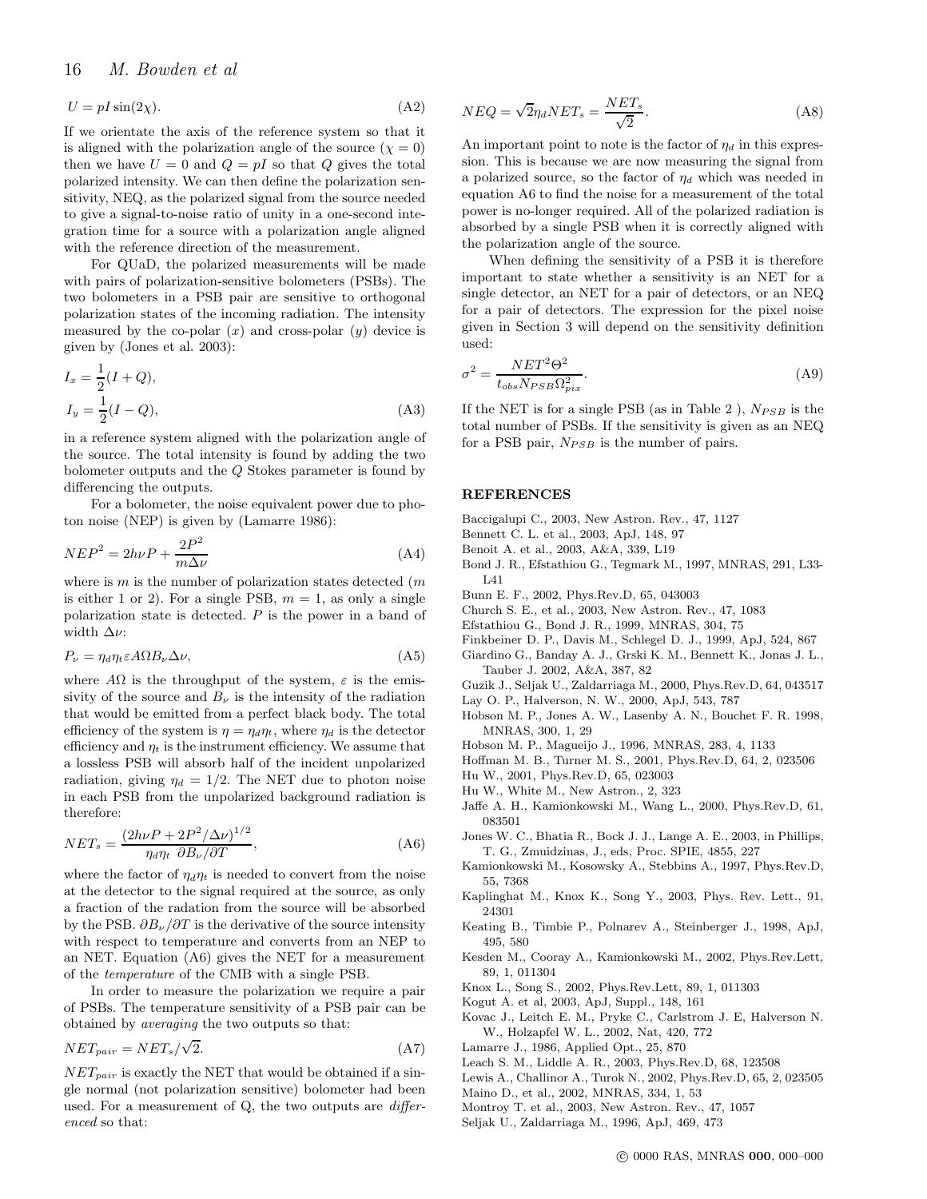$$U = pI\sin(2\chi). \tag{A2}$$

If we orientate the axis of the reference system so that it is aligned with the polarization angle of the source ($\chi = 0$) then we have $U = 0$ and $Q = pI$ so that $Q$ gives the total polarized intensity. We can then define the polarization sensitivity, NEQ, as the polarized signal from the source needed to give a signal-to-noise ratio of unity in a one-second integration time for a source with a polarization angle aligned with the reference direction of the measurement.

For QUaD, the polarized measurements will be made with pairs of polarization-sensitive bolometers (PSBs). The two bolometers in a PSB pair are sensitive to orthogonal polarization states of the incoming radiation. The intensity measured by the co-polar ($x$) and cross-polar ($y$) device is given by (Jones et al. 2003):

$$I_x = \frac{1}{2}(I + Q),$$
$$I_y = \frac{1}{2}(I - Q), \tag{A3}$$

in a reference system aligned with the polarization angle of the source. The total intensity is found by adding the two bolometer outputs and the $Q$ Stokes parameter is found by differencing the outputs.

For a bolometer, the noise equivalent power due to photon noise (NEP) is given by (Lamarre 1986):

$$NEP^2 = 2h\nu P + \frac{2P^2}{m\Delta\nu} \tag{A4}$$

where is $m$ is the number of polarization states detected ($m$ is either 1 or 2). For a single PSB, $m = 1$, as only a single polarization state is detected. $P$ is the power in a band of width $\Delta\nu$:

$$P_\nu = \eta_d \eta_t \varepsilon A\Omega B_\nu \Delta\nu, \tag{A5}$$

where $A\Omega$ is the throughput of the system, $\varepsilon$ is the emissivity of the source and $B_\nu$ is the intensity of the radiation that would be emitted from a perfect black body. The total efficiency of the system is $\eta = \eta_d\eta_t$, where $\eta_d$ is the detector efficiency and $\eta_t$ is the instrument efficiency. We assume that a lossless PSB will absorb half of the incident unpolarized radiation, giving $\eta_d = 1/2$. The NET due to photon noise in each PSB from the unpolarized background radiation is therefore:

$$NET_s = \frac{(2h\nu P + 2P^2/\Delta\nu)^{1/2}}{\eta_d\eta_t\ \partial B_\nu/\partial T}, \tag{A6}$$

where the factor of $\eta_d\eta_t$ is needed to convert from the noise at the detector to the signal required at the source, as only a fraction of the radation from the source will be absorbed by the PSB. $\partial B_\nu/\partial T$ is the derivative of the source intensity with respect to temperature and converts from an NEP to an NET. Equation (A6) gives the NET for a measurement of the *temperature* of the CMB with a single PSB.

In order to measure the polarization we require a pair of PSBs. The temperature sensitivity of a PSB pair can be obtained by *averaging* the two outputs so that:

$$NET_{pair} = NET_s/\sqrt{2}. \tag{A7}$$

$NET_{pair}$ is exactly the NET that would be obtained if a single normal (not polarization sensitive) bolometer had been used. For a measurement of Q, the two outputs are *differenced* so that:

$$NEQ = \sqrt{2}\eta_d NET_s = \frac{NET_s}{\sqrt{2}}. \tag{A8}$$

An important point to note is the factor of $\eta_d$ in this expression. This is because we are now measuring the signal from a polarized source, so the factor of $\eta_d$ which was needed in equation A6 to find the noise for a measurement of the total power is no-longer required. All of the polarized radiation is absorbed by a single PSB when it is correctly aligned with the polarization angle of the source.

When defining the sensitivity of a PSB it is therefore important to state whether a sensitivity is an NET for a single detector, an NET for a pair of detectors, or an NEQ for a pair of detectors. The expression for the pixel noise given in Section 3 will depend on the sensitivity definition used:

$$\sigma^2 = \frac{NET^2\Theta^2}{t_{obs}N_{PSB}\Omega_{pix}^2}. \tag{A9}$$

If the NET is for a single PSB (as in Table 2 ), $N_{PSB}$ is the total number of PSBs. If the sensitivity is given as an NEQ for a PSB pair, $N_{PSB}$ is the number of pairs.

## REFERENCES

Baccigalupi C., 2003, New Astron. Rev., 47, 1127
Bennett C. L. et al., 2003, ApJ, 148, 97
Benoit A. et al., 2003, A&A, 339, L19
Bond J. R., Efstathiou G., Tegmark M., 1997, MNRAS, 291, L33-L41
Bunn E. F., 2002, Phys.Rev.D, 65, 043003
Church S. E., et al., 2003, New Astron. Rev., 47, 1083
Efstathiou G., Bond J. R., 1999, MNRAS, 304, 75
Finkbeiner D. P., Davis M., Schlegel D. J., 1999, ApJ, 524, 867
Giardino G., Banday A. J., Grski K. M., Bennett K., Jonas J. L., Tauber J. 2002, A&A, 387, 82
Guzik J., Seljak U., Zaldarriaga M., 2000, Phys.Rev.D, 64, 043517
Lay O. P., Halverson, N. W., 2000, ApJ, 543, 787
Hobson M. P., Jones A. W., Lasenby A. N., Bouchet F. R. 1998, MNRAS, 300, 1, 29
Hobson M. P., Magueijo J., 1996, MNRAS, 283, 4, 1133
Hoffman M. B., Turner M. S., 2001, Phys.Rev.D, 64, 2, 023506
Hu W., 2001, Phys.Rev.D, 65, 023003
Hu W., White M., New Astron., 2, 323
Jaffe A. H., Kamionkowski M., Wang L., 2000, Phys.Rev.D, 61, 083501
Jones W. C., Bhatia R., Bock J. J., Lange A. E., 2003, in Phillips, T. G., Zmuidzinas, J., eds, Proc. SPIE, 4855, 227
Kamionkowski M., Kosowsky A., Stebbins A., 1997, Phys.Rev.D, 55, 7368
Kaplinghat M., Knox K., Song Y., 2003, Phys. Rev. Lett., 91, 24301
Keating B., Timbie P., Polnarev A., Steinberger J., 1998, ApJ, 495, 580
Kesden M., Cooray A., Kamionkowski M., 2002, Phys.Rev.Lett, 89, 1, 011304
Knox L., Song S., 2002, Phys.Rev.Lett, 89, 1, 011303
Kogut A. et al, 2003, ApJ, Suppl., 148, 161
Kovac J., Leitch E. M., Pryke C., Carlstrom J. E, Halverson N. W., Holzapfel W. L., 2002, Nat, 420, 772
Lamarre J., 1986, Applied Opt., 25, 870
Leach S. M., Liddle A. R., 2003, Phys.Rev.D, 68, 123508
Lewis A., Challinor A., Turok N., 2002, Phys.Rev.D, 65, 2, 023505
Maino D., et al., 2002, MNRAS, 334, 1, 53
Montroy T. et al., 2003, New Astron. Rev., 47, 1057
Seljak U., Zaldarriaga M., 1996, ApJ, 469, 473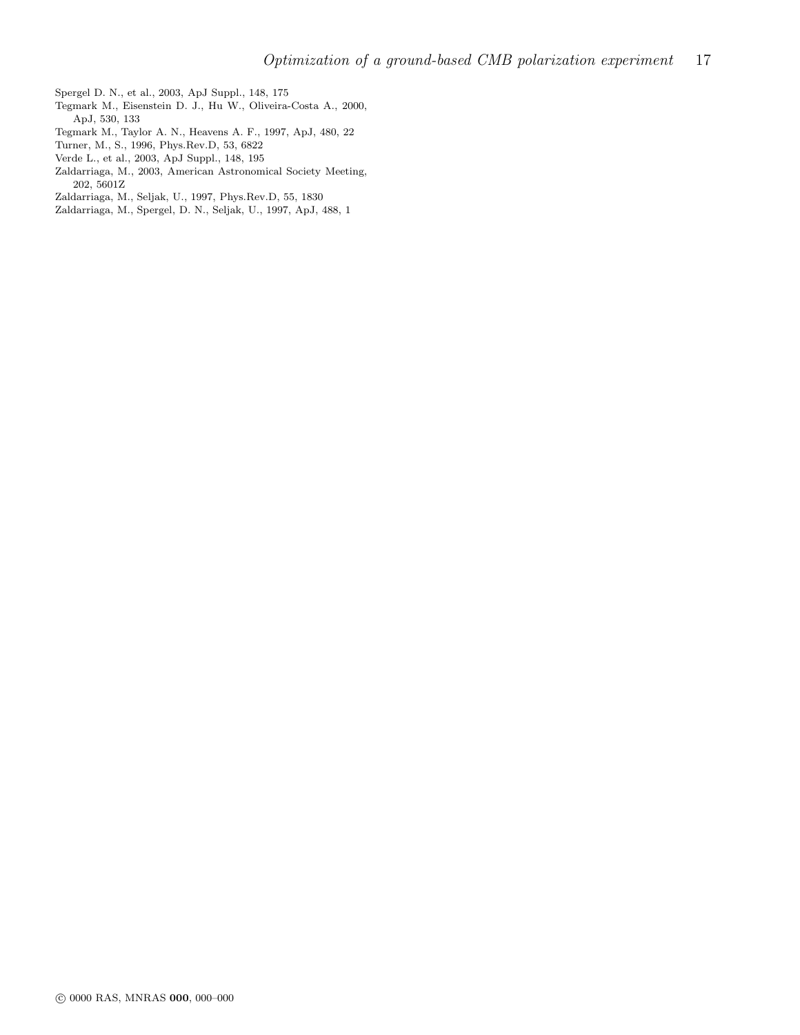Spergel D. N., et al., 2003, ApJ Suppl., 148, 175

Tegmark M., Eisenstein D. J., Hu W., Oliveira-Costa A., 2000, ApJ, 530, 133

Tegmark M., Taylor A. N., Heavens A. F., 1997, ApJ, 480, 22

Turner, M., S., 1996, Phys.Rev.D, 53, 6822

Verde L., et al., 2003, ApJ Suppl., 148, 195

Zaldarriaga, M., 2003, American Astronomical Society Meeting, 202, 5601Z

Zaldarriaga, M., Seljak, U., 1997, Phys.Rev.D, 55, 1830

Zaldarriaga, M., Spergel, D. N., Seljak, U., 1997, ApJ, 488, 1